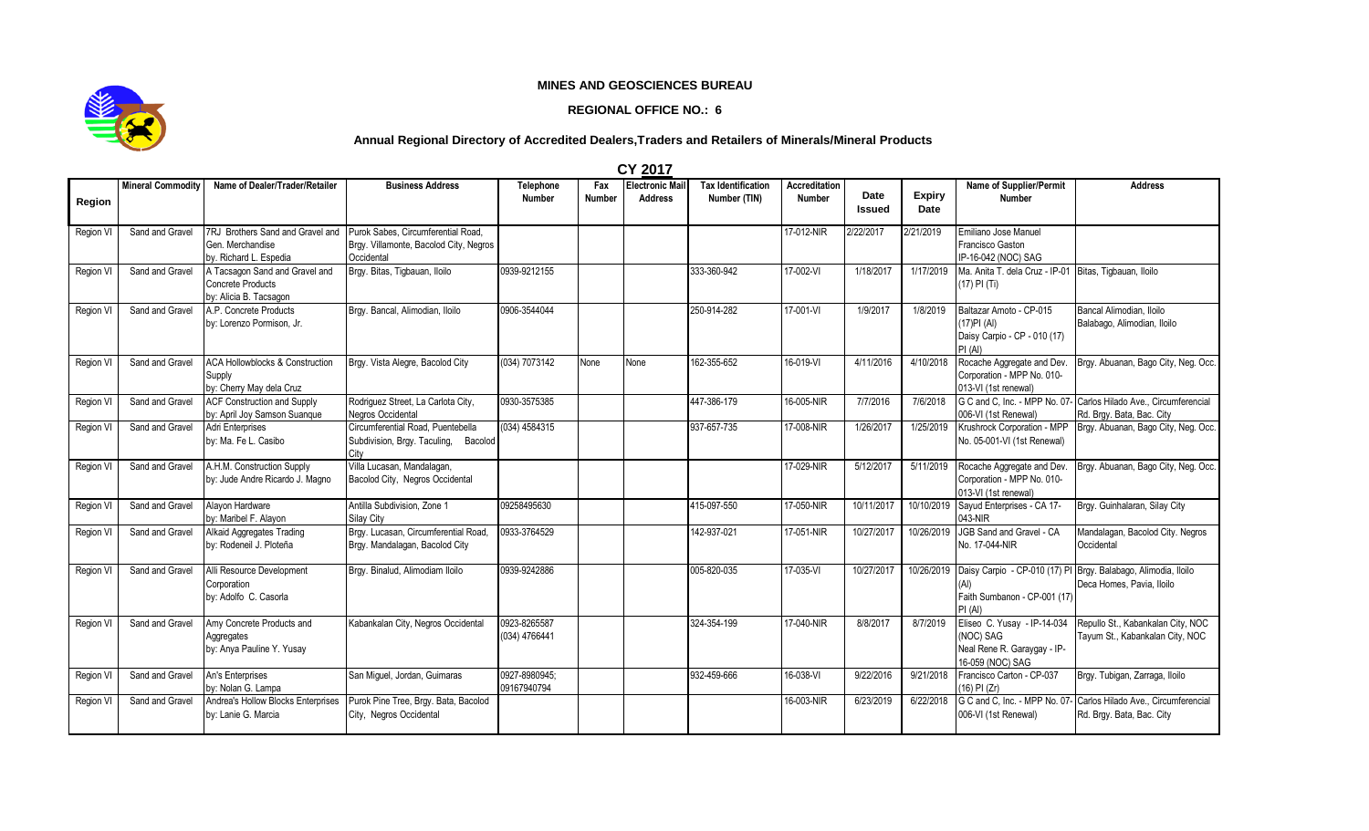**MINES AND GEOSCIENCES BUREAU**

**REGIONAL OFFICE NO.: 6**

**Annual Regional Directory of Accredited Dealers,Traders and Retailers of Minerals/Mineral Products**

**CY 2017**

| Region | Mineral Commodity | Name of Dealer/Trader/Retailer | Business Address | Telephone Number | Fax Number | Electronic Mail Address | Tax Identification Number (TIN) | Accreditation Number | Date Issued | Expiry Date | Name of Supplier/Permit Number | Address |
|---|---|---|---|---|---|---|---|---|---|---|---|---|
| Region VI | Sand and Gravel | 7RJ Brothers Sand and Gravel and Gen. Merchandise by. Richard L. Espedia | Purok Sabes, Circumferential Road, Brgy. Villamonte, Bacolod City, Negros Occidental | | | | | 17-012-NIR | 2/22/2017 | 2/21/2019 | Emiliano Jose Manuel Francisco Gaston IP-16-042 (NOC) SAG | |
| Region VI | Sand and Gravel | A Tacsagon Sand and Gravel and Concrete Products by: Alicia B. Tacsagon | Brgy. Bitas, Tigbauan, Iloilo | 0939-9212155 | | | 333-360-942 | 17-002-VI | 1/18/2017 | 1/17/2019 | Ma. Anita T. dela Cruz - IP-01 (17) PI (Ti) | Bitas, Tigbauan, Iloilo |
| Region VI | Sand and Gravel | A.P. Concrete Products by: Lorenzo Pormison, Jr. | Brgy. Bancal, Alimodian, Iloilo | 0906-3544044 | | | 250-914-282 | 17-001-VI | 1/9/2017 | 1/8/2019 | Baltazar Amoto - CP-015 (17)PI (Al) Daisy Carpio - CP - 010 (17) PI (Al) | Bancal Alimodian, Iloilo Balabago, Alimodian, Iloilo |
| Region VI | Sand and Gravel | ACA Hollowblocks & Construction Supply by: Cherry May dela Cruz | Brgy. Vista Alegre, Bacolod City | (034) 7073142 | None | None | 162-355-652 | 16-019-VI | 4/11/2016 | 4/10/2018 | Rocache Aggregate and Dev. Corporation - MPP No. 010-013-VI (1st renewal) | Brgy. Abuanan, Bago City, Neg. Occ. |
| Region VI | Sand and Gravel | ACF Construction and Supply by: April Joy Samson Suanque | Rodriguez Street, La Carlota City, Negros Occidental | 0930-3575385 | | | 447-386-179 | 16-005-NIR | 7/7/2016 | 7/6/2018 | G C and C, Inc. - MPP No. 07-006-VI (1st Renewal) | Carlos Hilado Ave., Circumferencial Rd. Brgy. Bata, Bac. City |
| Region VI | Sand and Gravel | Adri Enterprises by: Ma. Fe L. Casibo | Circumferential Road, Puentebella Subdivision, Brgy. Taculing, Bacolod City | (034) 4584315 | | | 937-657-735 | 17-008-NIR | 1/26/2017 | 1/25/2019 | Krushrock Corporation - MPP No. 05-001-VI (1st Renewal) | Brgy. Abuanan, Bago City, Neg. Occ. |
| Region VI | Sand and Gravel | A.H.M. Construction Supply by: Jude Andre Ricardo J. Magno | Villa Lucasan, Mandalagan, Bacolod City, Negros Occidental | | | | | 17-029-NIR | 5/12/2017 | 5/11/2019 | Rocache Aggregate and Dev. Corporation - MPP No. 010-013-VI (1st renewal) | Brgy. Abuanan, Bago City, Neg. Occ. |
| Region VI | Sand and Gravel | Alayon Hardware by: Maribel F. Alayon | Antilla Subdivision, Zone 1 Silay City | 09258495630 | | | 415-097-550 | 17-050-NIR | 10/11/2017 | 10/10/2019 | Sayud Enterprises - CA 17-043-NIR | Brgy. Guinhalaran, Silay City |
| Region VI | Sand and Gravel | Alkaid Aggregates Trading by: Rodeneil J. Ploteña | Brgy. Lucasan, Circumferential Road, Brgy. Mandalagan, Bacolod City | 0933-3764529 | | | 142-937-021 | 17-051-NIR | 10/27/2017 | 10/26/2019 | JGB Sand and Gravel - CA No. 17-044-NIR | Mandalagan, Bacolod City. Negros Occidental |
| Region VI | Sand and Gravel | Alli Resource Development Corporation by: Adolfo C. Casorla | Brgy. Binalud, Alimodiam Iloilo | 0939-9242886 | | | 005-820-035 | 17-035-VI | 10/27/2017 | 10/26/2019 | Daisy Carpio - CP-010 (17) PI (Al) Faith Sumbanon - CP-001 (17) PI (Al) | Brgy. Balabago, Alimodia, Iloilo Deca Homes, Pavia, Iloilo |
| Region VI | Sand and Gravel | Amy Concrete Products and Aggregates by: Anya Pauline Y. Yusay | Kabankalan City, Negros Occidental | 0923-8265587 (034) 4766441 | | | 324-354-199 | 17-040-NIR | 8/8/2017 | 8/7/2019 | Eliseo C. Yusay - IP-14-034 (NOC) SAG Neal Rene R. Garaygay - IP-16-059 (NOC) SAG | Repullo St., Kabankalan City, NOC Tayum St., Kabankalan City, NOC |
| Region VI | Sand and Gravel | An's Enterprises by: Nolan G. Lampa | San Miguel, Jordan, Guimaras | 0927-8980945; 09167940794 | | | 932-459-666 | 16-038-VI | 9/22/2016 | 9/21/2018 | Francisco Carton - CP-037 (16) PI (Zr) | Brgy. Tubigan, Zarraga, Iloilo |
| Region VI | Sand and Gravel | Andrea's Hollow Blocks Enterprises by: Lanie G. Marcia | Purok Pine Tree, Brgy. Bata, Bacolod City, Negros Occidental | | | | | 16-003-NIR | 6/23/2019 | 6/22/2018 | G C and C, Inc. - MPP No. 07-006-VI (1st Renewal) | Carlos Hilado Ave., Circumferencial Rd. Brgy. Bata, Bac. City |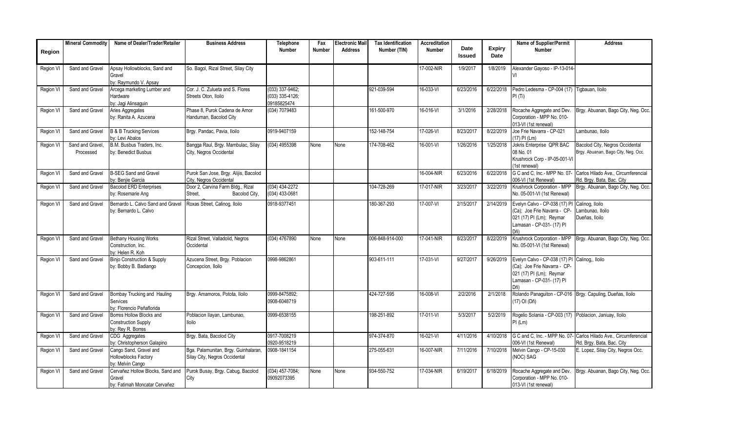| Region | Mineral Commodity | Name of Dealer/Trader/Retailer | Business Address | Telephone Number | Fax Number | Electronic Mail Address | Tax Identification Number (TIN) | Accreditation Number | Date Issued | Expiry Date | Name of Supplier/Permit Number | Address |
|---|---|---|---|---|---|---|---|---|---|---|---|---|
| Region VI | Sand and Gravel | Apsay Hollowblocks, Sand and Gravel by: Raymundo V. Apsay | So. Bagol, Rizal Street, Silay City | | | | | 17-002-NIR | 1/9/2017 | 1/8/2019 | Alexander Gayoso - IP-13-014-VI | |
| Region VI | Sand and Gravel | Arcega marketing Lumber and Hardware by: Jagi Alinsaguin | Cor. J. C. Zulueta and S. Flores Streets Oton, Iloilo | (033) 337-9462; (033) 335-4126; 09185825474 | | | 921-039-594 | 16-033-VI | 6/23/2016 | 6/22/2018 | Pedro Ledesma - CP-004 (17) PI (Ti) | Tigbauan, Iloilo |
| Region VI | Sand and Gravel | Aries Aggregates by: Ranita A. Azucena | Phase 8, Purok Cadena de Amor Handuman, Bacolod City | (034) 7079483 | | | 161-500-970 | 16-016-VI | 3/1/2016 | 2/28/2018 | Rocache Aggregate and Dev. Corporation - MPP No. 010-013-VI (1st renewal) | Brgy. Abuanan, Bago City, Neg. Occ. |
| Region VI | Sand and Gravel | B & B Trucking Services by: Levi Abalos | Brgy. Pandac, Pavia, Iloilo | 0919-9407159 | | | 152-148-754 | 17-026-VI | 8/23/2017 | 8/22/2019 | Joe Frie Navarra - CP-021 (17) PI (Lm) | Lambunao, Iloilo |
| Region VI | Sand and Gravel, Processed | B.M. Busbus Traders, Inc. by: Benedict Busbus | Bangga Raul, Brgy. Mambulac, Silay City, Negros Occidental | (034) 4955398 | None | None | 174-708-462 | 16-001-VI | 1/26/2016 | 1/25/2018 | Jokris Enterprise QPR BAC 08 No. 01 Krushrock Corp - IP-05-001-VI (1st renewal) | Bacolod City, Negros Occidental Brgy. Abuanan, Bago City, Neg. Occ. |
| Region VI | Sand and Gravel | B-SEG Sand and Gravel by: Benjie Garcia | Purok San Jose, Brgy. Alijis, Bacolod City, Negros Occidental | | | | | 16-004-NIR | 6/23/2016 | 6/22/2018 | G C and C, Inc.- MPP No. 07-006-VI (1st Renewal) | Carlos Hilado Ave., Circumferencial Rd. Brgy. Bata, Bac. City |
| Region VI | Sand and Gravel | Bacolod ERD Enterprises by: Rosemarie Ang | Door 2, Carvina Farm Bldg., Rizal Street, Bacolod City, | (034) 434-2272 (034) 433-0681 | | | 104-728-269 | 17-017-NIR | 3/23/2017 | 3/22/2019 | Krushrock Corporation - MPP No. 05-001-VI (1st Renewal) | Brgy. Abuanan, Bago City, Neg. Occ. |
| Region VI | Sand and Gravel | Bernardo L. Calvo Sand and Gravel by: Bernardo L. Calvo | Roxas Street, Calinog, Iloilo | 0918-9377451 | | | 180-367-293 | 17-007-VI | 2/15/2017 | 2/14/2019 | Evelyn Calvo - CP-038 (17) PI (Ca); Joe Frie Navarra - CP-021 (17) PI (Lm); Reymar Lamasan - CP-031- (17) PI Dñ) | Calinog, Iloilo Lambunao, Iloilo Dueñas, Iloilo |
| Region VI | Sand and Gravel | Bethany Housing Works Construction, Inc. by: Helen R. Koh | Rizal Street, Valladolid, Negros Occidental | (034) 4767890 | None | None | 006-848-914-000 | 17-041-NIR | 8/23/2017 | 8/22/2019 | Krushrock Corporation - MPP No. 05-001-VI (1st Renewal) | Brgy. Abuanan, Bago City, Neg. Occ. |
| Region VI | Sand and Gravel | Binjo Construction & Supply by: Bobby B. Badiango | Azucena Street, Brgy. Poblacion Concepcion, Iloilo | 0998-9862861 | | | 903-611-111 | 17-031-VI | 9/27/2017 | 9/26/2019 | Evelyn Calvo - CP-038 (17) PI (Ca); Joe Frie Navarra - CP-021 (17) PI (Lm); Reymar Lamasan - CP-031- (17) PI Dñ) | Calinog,, Iloilo |
| Region VI | Sand and Gravel | Bombay Trucking and Hauling Services by: Florencio Peñaflorida | Brgy. Amamoros, Potota, Iloilo | 0999-8475892; 0908-6048719 | | | 424-727-595 | 16-008-VI | 2/2/2016 | 2/1/2018 | Rolando Panaguiton - CP-016 (17) OI (Dñ) | Brgy. Capuling, Dueñas, Iloilo |
| Region VI | Sand and Gravel | Borres Hollow Blocks and Construction Supply by: Rey R. Borres | Poblacion Ilayan, Lambunao, Iloilo | 0999-6538155 | | | 198-251-892 | 17-011-VI | 5/3/2017 | 5/2/2019 | Rogelio Solania - CP-003 (17) PI (Lm) | Poblacion, Janiuay, Iloilo |
| Region VI | Sand and Gravel | CDG Aggregates by: Christopherson Galapino | Brgy. Bata, Bacolod City | 0917-7008219 0920-9518219 | | | 974-374-870 | 16-021-VI | 4/11/2016 | 4/10/2018 | G C and C, Inc. - MPP No. 07-006-VI (1st Renewal) | Carlos Hilado Ave., Circumferencial Rd. Brgy. Bata, Bac. City |
| Region VI | Sand and Gravel | Cango Sand, Gravel and Hollowblocks Factory by: Melvin Cango | Bga. Palamunitan, Brgy. Guinhalaran, Silay City, Negros Occidental | 0908-1841154 | | | 275-055-631 | 16-007-NIR | 7/11/2016 | 7/10/2018 | Melvin Cango - CP-15-030 (NOC) SAG | E. Lopez, Silay City, Negros Occ. |
| Region VI | Sand and Gravel | Cervañez Hollow Blocks, Sand and Gravel by: Fatimah Moncatar Cervañez | Purok Busay, Brgy. Cabug, Bacolod City | (034) 457-7084; 09092073395 | None | None | 934-550-752 | 17-034-NIR | 6/19/2017 | 6/18/2019 | Rocache Aggregate and Dev. Corporation - MPP No. 010-013-VI (1st renewal) | Brgy. Abuanan, Bago City, Neg. Occ. |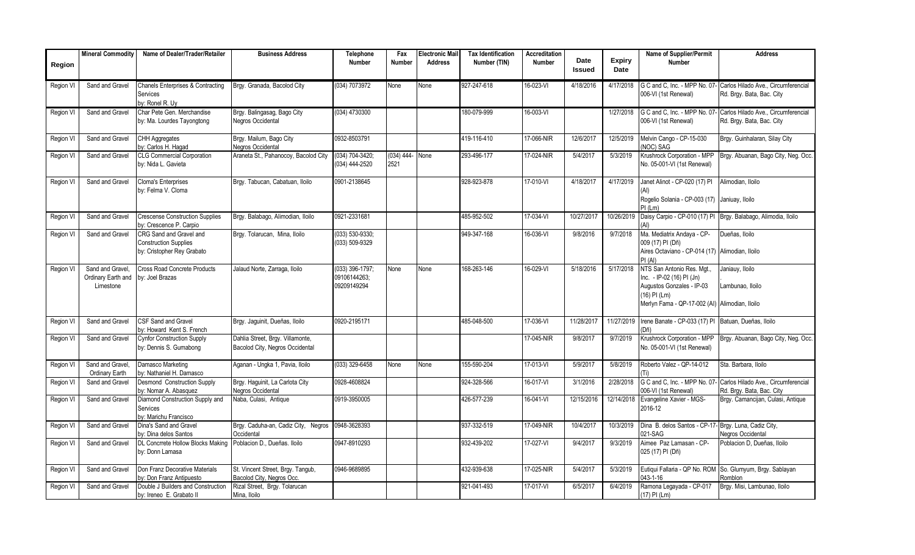| Region | Mineral Commodity | Name of Dealer/Trader/Retailer | Business Address | Telephone Number | Fax Number | Electronic Mail Address | Tax Identification Number (TIN) | Accreditation Number | Date Issued | Expiry Date | Name of Supplier/Permit Number | Address |
|---|---|---|---|---|---|---|---|---|---|---|---|---|
| Region VI | Sand and Gravel | Chanels Enterprises & Contracting Services by: Ronel R. Uy | Brgy. Granada, Bacolod City | (034) 7073972 | None | None | 927-247-618 | 16-023-VI | 4/18/2016 | 4/17/2018 | G C and C, Inc. - MPP No. 07-006-VI (1st Renewal) | Carlos Hilado Ave., Circumferencial Rd. Brgy. Bata, Bac. City |
| Region VI | Sand and Gravel | Char Pete Gen. Merchandise by: Ma. Lourdes Tayongtong | Brgy. Balingasag, Bago City Negros Occidental | (034) 4730300 | | | 180-079-999 | 16-003-VI | | 1/27/2018 | G C and C, Inc. - MPP No. 07-006-VI (1st Renewal) | Carlos Hilado Ave., Circumferencial Rd. Brgy. Bata, Bac. City |
| Region VI | Sand and Gravel | CHH Aggregates by: Carlos H. Hagad | Brgy. Mailum, Bago City Negros Occidental | 0932-8503791 | | | 419-116-410 | 17-066-NIR | 12/6/2017 | 12/5/2019 | Melvin Cango - CP-15-030 (NOC) SAG | Brgy. Guinhalaran, Silay City |
| Region VI | Sand and Gravel | CLG Commercial Corporation by: Nida L. Gavieta | Araneta St., Pahanocoy, Bacolod City | (034) 704-3420; (034) 444-2520 | (034) 444-2521 | None | 293-496-177 | 17-024-NIR | 5/4/2017 | 5/3/2019 | Krushrock Corporation - MPP No. 05-001-VI (1st Renewal) | Brgy. Abuanan, Bago City, Neg. Occ. |
| Region VI | Sand and Gravel | Cloma's Enterprises by: Felma V. Cloma | Brgy. Tabucan, Cabatuan, Iloilo | 0901-2138645 | | | 928-923-878 | 17-010-VI | 4/18/2017 | 4/17/2019 | Janet Alinot - CP-020 (17) PI (Al)<br>Rogelio Solania - CP-003 (17) PI (Lm) | Alimodian, Iloilo<br>Janiuay, Iloilo |
| Region VI | Sand and Gravel | Crescense Construction Supplies by: Crescence P. Carpio | Brgy. Balabago, Alimodian, Iloilo | 0921-2331681 | | | 485-952-502 | 17-034-VI | 10/27/2017 | 10/26/2019 | Daisy Carpio - CP-010 (17) PI (Al) | Brgy. Balabago, Alimodia, Iloilo |
| Region VI | Sand and Gravel | CRG Sand and Gravel and Construction Supplies by: Cristopher Rey Grabato | Brgy. Tolarucan, Mina, Iloilo | (033) 530-9330; (033) 509-9329 | | | 949-347-168 | 16-036-VI | 9/8/2016 | 9/7/2018 | Ma. Mediatrix Andaya - CP-009 (17) PI (Dñ)<br>Aires Octaviano - CP-014 (17) PI (Al) | Dueñas, Iloilo<br>Alimodian, Iloilo |
| Region VI | Sand and Gravel, Ordinary Earth and Limestone | Cross Road Concrete Products by: Joel Brazas | Jalaud Norte, Zarraga, Iloilo | (033) 396-1797; 09106144263; 09209149294 | None | None | 168-263-146 | 16-029-VI | 5/18/2016 | 5/17/2018 | NTS San Antonio Res. Mgt., Inc. - IP-02 (16) PI (Jn)<br>Augustos Gonzales - IP-03 (16) PI (Lm)<br>Merlyn Fama - QP-17-002 (Al) | Janiauy, Iloilo<br>Lambunao, Iloilo<br>Alimodian, Iloilo |
| Region VI | Sand and Gravel | CSF Sand and Gravel by: Howard Kent S. French | Brgy. Jaguinit, Dueñas, Iloilo | 0920-2195171 | | | 485-048-500 | 17-036-VI | 11/28/2017 | 11/27/2019 | Irene Banate - CP-033 (17) PI (Dñ) | Batuan, Dueñas, Iloilo |
| Region VI | Sand and Gravel | Cynfor Construction Supply by: Dennis S. Gumabong | Dahlia Street, Brgy. Villamonte, Bacolod City, Negros Occidental | | | | | 17-045-NIR | 9/8/2017 | 9/7/2019 | Krushrock Corporation - MPP No. 05-001-VI (1st Renewal) | Brgy. Abuanan, Bago City, Neg. Occ. |
| Region VI | Sand and Gravel, Ordinary Earth | Damasco Marketing by: Nathaniel H. Damasco | Aganan - Ungka 1, Pavia, Iloilo | (033) 329-6458 | None | None | 155-590-204 | 17-013-VI | 5/9/2017 | 5/8/2019 | Roberto Valez - QP-14-012 (Ti) | Sta. Barbara, Iloilo |
| Region VI | Sand and Gravel | Desmond Construction Supply by: Nomar A. Abasquez | Brgy. Haguinit, La Carlota City Negros Occidental | 0928-4608824 | | | 924-328-566 | 16-017-VI | 3/1/2016 | 2/28/2018 | G C and C, Inc. - MPP No. 07-006-VI (1st Renewal) | Carlos Hilado Ave., Circumferencial Rd. Brgy. Bata, Bac. City |
| Region VI | Sand and Gravel | Diamond Construction Supply and Services by: Marichu Francisco | Naba, Culasi, Antique | 0919-3950005 | | | 426-577-239 | 16-041-VI | 12/15/2016 | 12/14/2018 | Evangeline Xavier - MGS-2016-12 | Brgy. Camancijan, Culasi, Antique |
| Region VI | Sand and Gravel | Dina's Sand and Gravel by: Dina delos Santos | Brgy. Caduha-an, Cadiz City, Negros Occidental | 0948-3628393 | | | 937-332-519 | 17-049-NIR | 10/4/2017 | 10/3/2019 | Dina B. delos Santos - CP-17-021-SAG | Brgy. Luna, Cadiz City, Negros Occidental |
| Region VI | Sand and Gravel | DL Concrrete Hollow Blocks Making by: Donn Lamasa | Poblacion D., Dueñas. Iloilo | 0947-8910293 | | | 932-439-202 | 17-027-VI | 9/4/2017 | 9/3/2019 | Aimee Paz Lamasan - CP-025 (17) PI (Dñ) | Poblacion D, Dueñas, Iloilo |
| Region VI | Sand and Gravel | Don Franz Decorative Materials by: Don Franz Antipuesto | St. Vincent Street, Brgy. Tangub, Bacolod City, Negros Occ. | 0946-9689895 | | | 432-939-638 | 17-025-NIR | 5/4/2017 | 5/3/2019 | Eutiqui Fallaria - QP No. ROM 043-1-16 | So. Glumyum, Brgy. Sablayan Romblon |
| Region VI | Sand and Gravel | Double J Builders and Construction by: Ireneo E. Grabato II | Rizal Street, Brgy. Tolarucan Mina, Iloilo | | | | 921-041-493 | 17-017-VI | 6/5/2017 | 6/4/2019 | Ramona Legayada - CP-017 (17) PI (Lm) | Brgy. Misi, Lambunao, Iloilo |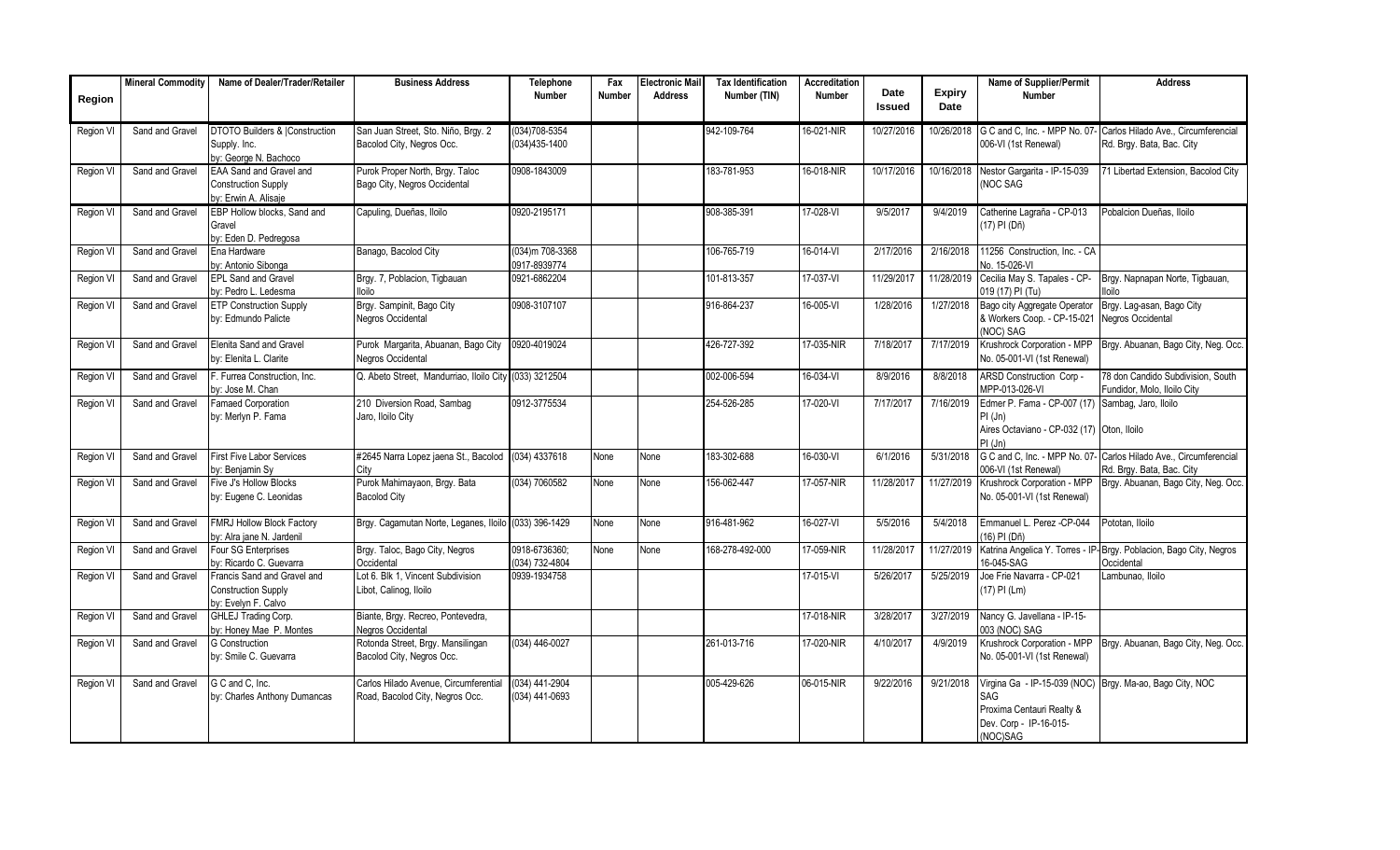| Region | Mineral Commodity | Name of Dealer/Trader/Retailer | Business Address | Telephone Number | Fax Number | Electronic Mail Address | Tax Identification Number (TIN) | Accreditation Number | Date Issued | Expiry Date | Name of Supplier/Permit Number | Address |
|---|---|---|---|---|---|---|---|---|---|---|---|---|
| Region VI | Sand and Gravel | DTOTO Builders & Construction Supply. Inc. by: George N. Bachoco | San Juan Street, Sto. Niño, Brgy. 2 Bacolod City, Negros Occ. | (034)708-5354 (034)435-1400 | | | 942-109-764 | 16-021-NIR | 10/27/2016 | 10/26/2018 | G C and C, Inc. - MPP No. 07-006-VI (1st Renewal) | Carlos Hilado Ave., Circumferencial Rd. Brgy. Bata, Bac. City |
| Region VI | Sand and Gravel | EAA Sand and Gravel and Construction Supply by: Erwin A. Alisaje | Purok Proper North, Brgy. Taloc Bago City, Negros Occidental | 0908-1843009 | | | 183-781-953 | 16-018-NIR | 10/17/2016 | 10/16/2018 | Nestor Gargarita - IP-15-039 (NOC SAG | 71 Libertad Extension, Bacolod City |
| Region VI | Sand and Gravel | EBP Hollow blocks, Sand and Gravel by: Eden D. Pedregosa | Capuling, Dueñas, Iloilo | 0920-2195171 | | | 908-385-391 | 17-028-VI | 9/5/2017 | 9/4/2019 | Catherine Lagraña - CP-013 (17) PI (Dñ) | Pobalcion Dueñas, Iloilo |
| Region VI | Sand and Gravel | Ena Hardware by: Antonio Sibonga | Banago, Bacolod City | (034)m 708-3368 0917-8939774 | | | 106-765-719 | 16-014-VI | 2/17/2016 | 2/16/2018 | 11256 Construction, Inc. - CA No. 15-026-VI | |
| Region VI | Sand and Gravel | EPL Sand and Gravel by: Pedro L. Ledesma | Brgy. 7, Poblacion, Tigbauan Iloilo | 0921-6862204 | | | 101-813-357 | 17-037-VI | 11/29/2017 | 11/28/2019 | Cecilia May S. Tapales - CP-019 (17) PI (Tu) | Brgy. Napnapan Norte, Tigbauan, Iloilo |
| Region VI | Sand and Gravel | ETP Construction Supply by: Edmundo Palicte | Brgy. Sampinit, Bago City Negros Occidental | 0908-3107107 | | | 916-864-237 | 16-005-VI | 1/28/2016 | 1/27/2018 | Bago city Aggregate Operator & Workers Coop. - CP-15-021 (NOC) SAG | Brgy. Lag-asan, Bago City Negros Occidental |
| Region VI | Sand and Gravel | Elenita Sand and Gravel by: Elenita L. Clarite | Purok Margarita, Abuanan, Bago City Negros Occidental | 0920-4019024 | | | 426-727-392 | 17-035-NIR | 7/18/2017 | 7/17/2019 | Krushrock Corporation - MPP No. 05-001-VI (1st Renewal) | Brgy. Abuanan, Bago City, Neg. Occ. |
| Region VI | Sand and Gravel | F. Furrea Construction, Inc. by: Jose M. Chan | Q. Abeto Street, Mandurriao, Iloilo City | (033) 3212504 | | | 002-006-594 | 16-034-VI | 8/9/2016 | 8/8/2018 | ARSD Construction Corp - MPP-013-026-VI | 78 don Candido Subdivision, South Fundidor, Molo, Iloilo City |
| Region VI | Sand and Gravel | Famaed Corporation by: Merlyn P. Fama | 210 Diversion Road, Sambag Jaro, Iloilo City | 0912-3775534 | | | 254-526-285 | 17-020-VI | 7/17/2017 | 7/16/2019 | Edmer P. Fama - CP-007 (17) PI (Jn) Aires Octaviano - CP-032 (17) PI (Jn) | Sambag, Jaro, Iloilo Oton, Iloilo |
| Region VI | Sand and Gravel | First Five Labor Services by: Benjamin Sy | #2645 Narra Lopez jaena St., Bacolod City | (034) 4337618 | None | None | 183-302-688 | 16-030-VI | 6/1/2016 | 5/31/2018 | G C and C, Inc. - MPP No. 07-006-VI (1st Renewal) | Carlos Hilado Ave., Circumferencial Rd. Brgy. Bata, Bac. City |
| Region VI | Sand and Gravel | Five J's Hollow Blocks by: Eugene C. Leonidas | Purok Mahimayaon, Brgy. Bata Bacolod City | (034) 7060582 | None | None | 156-062-447 | 17-057-NIR | 11/28/2017 | 11/27/2019 | Krushrock Corporation - MPP No. 05-001-VI (1st Renewal) | Brgy. Abuanan, Bago City, Neg. Occ. |
| Region VI | Sand and Gravel | FMRJ Hollow Block Factory by: Alra jane N. Jardenil | Brgy. Cagamutan Norte, Leganes, Iloilo | (033) 396-1429 | None | None | 916-481-962 | 16-027-VI | 5/5/2016 | 5/4/2018 | Emmanuel L. Perez -CP-044 (16) PI (Dñ) | Pototan, Iloilo |
| Region VI | Sand and Gravel | Four SG Enterprises by: Ricardo C. Guevarra | Brgy. Taloc, Bago City, Negros Occidental | 0918-6736360; (034) 732-4804 | None | None | 168-278-492-000 | 17-059-NIR | 11/28/2017 | 11/27/2019 | Katrina Angelica Y. Torres - IP-16-045-SAG | Brgy. Poblacion, Bago City, Negros Occidental |
| Region VI | Sand and Gravel | Francis Sand and Gravel and Construction Supply by: Evelyn F. Calvo | Lot 6. Blk 1, Vincent Subdivision Libot, Calinog, Iloilo | 0939-1934758 | | | | 17-015-VI | 5/26/2017 | 5/25/2019 | Joe Frie Navarra - CP-021 (17) PI (Lm) | Lambunao, Iloilo |
| Region VI | Sand and Gravel | GHLEJ Trading Corp. by: Honey Mae P. Montes | Biante, Brgy. Recreo, Pontevedra, Negros Occidental | | | | | 17-018-NIR | 3/28/2017 | 3/27/2019 | Nancy G. Javellana - IP-15-003 (NOC) SAG | |
| Region VI | Sand and Gravel | G Construction by: Smile C. Guevarra | Rotonda Street, Brgy. Mansilingan Bacolod City, Negros Occ. | (034) 446-0027 | | | 261-013-716 | 17-020-NIR | 4/10/2017 | 4/9/2019 | Krushrock Corporation - MPP No. 05-001-VI (1st Renewal) | Brgy. Abuanan, Bago City, Neg. Occ. |
| Region VI | Sand and Gravel | G C and C, Inc. by: Charles Anthony Dumancas | Carlos Hilado Avenue, Circumferential Road, Bacolod City, Negros Occ. | (034) 441-2904 (034) 441-0693 | | | 005-429-626 | 06-015-NIR | 9/22/2016 | 9/21/2018 | Virgina Ga - IP-15-039 (NOC) SAG Proxima Centauri Realty & Dev. Corp - IP-16-015-(NOC)SAG | Brgy. Ma-ao, Bago City, NOC |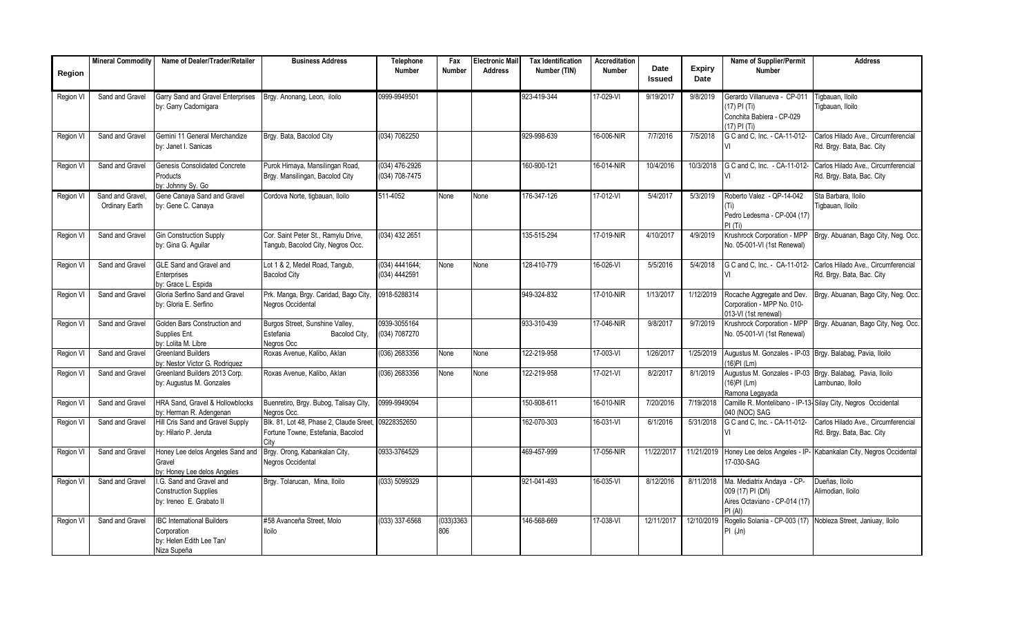| Region | Mineral Commodity | Name of Dealer/Trader/Retailer | Business Address | Telephone Number | Fax Number | Electronic Mail Address | Tax Identification Number (TIN) | Accreditation Number | Date Issued | Expiry Date | Name of Supplier/Permit Number | Address |
|---|---|---|---|---|---|---|---|---|---|---|---|---|
| Region VI | Sand and Gravel | Garry Sand and Gravel Enterprises by: Garry Cadornigara | Brgy. Anonang, Leon, iloilo | 0999-9949501 | | | 923-419-344 | 17-029-VI | 9/19/2017 | 9/8/2019 | Gerardo Villanueva - CP-011 (17) PI (Ti) Conchita Babiera - CP-029 (17) PI (Ti) | Tigbauan, Iloilo Tigbauan, Iloilo |
| Region VI | Sand and Gravel | Gemini 11 General Merchandize by: Janet I. Sanicas | Brgy. Bata, Bacolod City | (034) 7082250 | | | 929-998-639 | 16-006-NIR | 7/7/2016 | 7/5/2018 | G C and C, Inc. - CA-11-012-VI | Carlos Hilado Ave., Circumferencial Rd. Brgy. Bata, Bac. City |
| Region VI | Sand and Gravel | Genesis Consolidated Concrete Products by: Johnny Sy. Go | Purok Himaya, Mansilingan Road, Brgy. Mansilingan, Bacolod City | (034) 476-2926 (034) 708-7475 | | | 160-900-121 | 16-014-NIR | 10/4/2016 | 10/3/2018 | G C and C, Inc. - CA-11-012-VI | Carlos Hilado Ave., Circumferencial Rd. Brgy. Bata, Bac. City |
| Region VI | Sand and Gravel, Ordinary Earth | Gene Canaya Sand and Gravel by: Gene C. Canaya | Cordova Norte, tigbauan, Iloilo | 511-4052 | None | None | 176-347-126 | 17-012-VI | 5/4/2017 | 5/3/2019 | Roberto Valez - QP-14-042 (Ti) Pedro Ledesma - CP-004 (17) PI (Ti) | Sta Barbara, Iloilo Tigbauan, Iloilo |
| Region VI | Sand and Gravel | Gin Construction Supply by: Gina G. Aguilar | Cor. Saint Peter St., Ramylu Drive, Tangub, Bacolod City, Negros Occ. | (034) 432 2651 | | | 135-515-294 | 17-019-NIR | 4/10/2017 | 4/9/2019 | Krushrock Corporation - MPP No. 05-001-VI (1st Renewal) | Brgy. Abuanan, Bago City, Neg. Occ. |
| Region VI | Sand and Gravel | GLE Sand and Gravel and Enterprises by: Grace L. Espida | Lot 1 & 2, Medel Road, Tangub, Bacolod City | (034) 4441644; (034) 4442591 | None | None | 128-410-779 | 16-026-VI | 5/5/2016 | 5/4/2018 | G C and C, Inc. - CA-11-012-VI | Carlos Hilado Ave., Circumferencial Rd. Brgy. Bata, Bac. City |
| Region VI | Sand and Gravel | Gloria Serfino Sand and Gravel by: Gloria E. Serfino | Prk. Manga, Brgy. Caridad, Bago City, Negros Occidental | 0918-5288314 | | | 949-324-832 | 17-010-NIR | 1/13/2017 | 1/12/2019 | Rocache Aggregate and Dev. Corporation - MPP No. 010-013-VI (1st renewal) | Brgy. Abuanan, Bago City, Neg. Occ. |
| Region VI | Sand and Gravel | Golden Bars Construction and Supplies Ent. by: Lolita M. Libre | Burgos Street, Sunshine Valley, Estefania Bacolod City, Negros Occ | 0939-3055164 (034) 7087270 | | | 933-310-439 | 17-046-NIR | 9/8/2017 | 9/7/2019 | Krushrock Corporation - MPP No. 05-001-VI (1st Renewal) | Brgy. Abuanan, Bago City, Neg. Occ. |
| Region VI | Sand and Gravel | Greenland Builders by: Nestor Victor G. Rodriquez | Roxas Avenue, Kalibo, Aklan | (036) 2683356 | None | None | 122-219-958 | 17-003-VI | 1/26/2017 | 1/25/2019 | Augustus M. Gonzales - IP-03 (16)PI (Lm) | Brgy. Balabag, Pavia, Iloilo |
| Region VI | Sand and Gravel | Greenland Builders 2013 Corp. by: Augustus M. Gonzales | Roxas Avenue, Kalibo, Aklan | (036) 2683356 | None | None | 122-219-958 | 17-021-VI | 8/2/2017 | 8/1/2019 | Augustus M. Gonzales - IP-03 (16)PI (Lm) Ramona Legayada | Brgy. Balabag, Pavia, Iloilo Lambunao, Iloilo |
| Region VI | Sand and Gravel | HRA Sand, Gravel & Hollowblocks by: Herman R. Adengenan | Buenretiro, Brgy. Bubog, Talisay City, Negros Occ. | 0999-9949094 | | | 150-908-611 | 16-010-NIR | 7/20/2016 | 7/19/2018 | Camille R. Montelibano - IP-13-040 (NOC) SAG | Silay City, Negros Occidental |
| Region VI | Sand and Gravel | Hill Cris Sand and Gravel Supply by: Hilario P. Jeruta | Blk. 81, Lot 48, Phase 2, Claude Street, Fortune Towne, Estefania, Bacolod City | 09228352650 | | | 162-070-303 | 16-031-VI | 6/1/2016 | 5/31/2018 | G C and C, Inc. - CA-11-012-VI | Carlos Hilado Ave., Circumferencial Rd. Brgy. Bata, Bac. City |
| Region VI | Sand and Gravel | Honey Lee delos Angeles Sand and Gravel by: Honey Lee delos Angeles | Brgy. Orong, Kabankalan City, Negros Occidental | 0933-3764529 | | | 469-457-999 | 17-056-NIR | 11/22/2017 | 11/21/2019 | Honey Lee delos Angeles - IP-17-030-SAG | Kabankalan City, Negros Occidental |
| Region VI | Sand and Gravel | I.G. Sand and Gravel and Construction Supplies by: Ireneo E. Grabato II | Brgy. Tolarucan, Mina, Iloilo | (033) 5099329 | | | 921-041-493 | 16-035-VI | 8/12/2016 | 8/11/2018 | Ma. Mediatrix Andaya - CP-009 (17) PI (Dñ) Aires Octaviano - CP-014 (17) PI (Al) | Dueñas, Iloilo Alimodian, Iloilo |
| Region VI | Sand and Gravel | IBC International Builders Corporation by: Helen Edith Lee Tan/ Niza Supeña | #58 Avanceña Street, Molo Iloilo | (033) 337-6568 | (033)3363806 | | 146-568-669 | 17-038-VI | 12/11/2017 | 12/10/2019 | Rogelio Solania - CP-003 (17) PI (Jn) | Nobleza Street, Janiuay, Iloilo |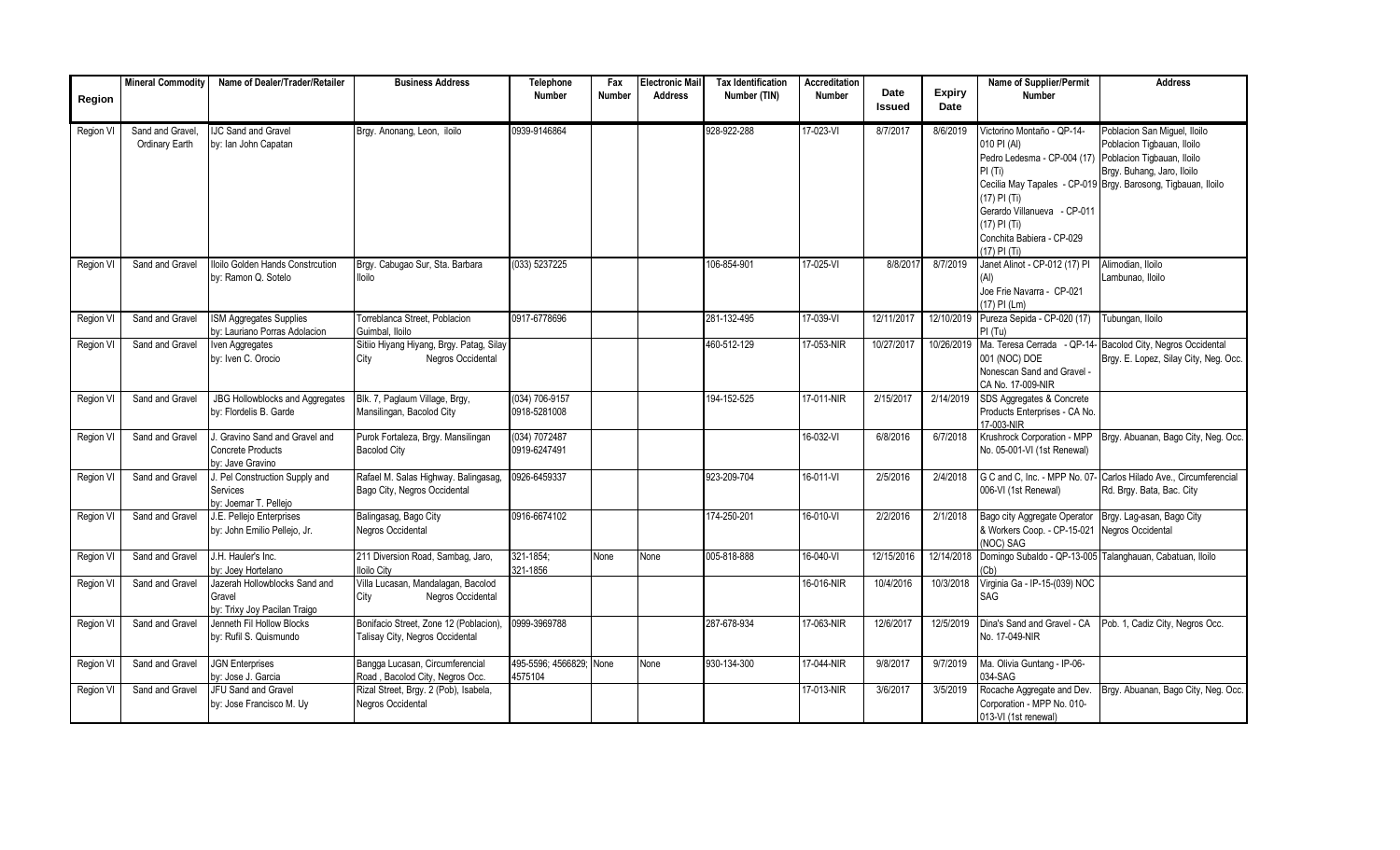| Region | Mineral Commodity | Name of Dealer/Trader/Retailer | Business Address | Telephone Number | Fax Number | Electronic Mail Address | Tax Identification Number (TIN) | Accreditation Number | Date Issued | Expiry Date | Name of Supplier/Permit Number | Address |
|---|---|---|---|---|---|---|---|---|---|---|---|---|
| Region VI | Sand and Gravel, Ordinary Earth | IJC Sand and Gravel by: Ian John Capatan | Brgy. Anonang, Leon, iloilo | 0939-9146864 | | | 928-922-288 | 17-023-VI | 8/7/2017 | 8/6/2019 | Victorino Montaño - QP-14-010 PI (AI) Pedro Ledesma - CP-004 (17) PI (Ti) Cecilia May Tapales - CP-019 (17) PI (Ti) Gerardo Villanueva - CP-011 (17) PI (Ti) Conchita Babiera - CP-029 (17) PI (Ti) | Poblacion San Miguel, Iloilo Poblacion Tigbauan, Iloilo Poblacion Tigbauan, Iloilo Brgy. Buhang, Jaro, Iloilo Brgy. Barosong, Tigbauan, Iloilo |
| Region VI | Sand and Gravel | Iloilo Golden Hands Constrcution by: Ramon Q. Sotelo | Brgy. Cabugao Sur, Sta. Barbara Iloilo | (033) 5237225 | | | 106-854-901 | 17-025-VI | 8/8/2017 | 8/7/2019 | Janet Alinot - CP-012 (17) PI (AI) Joe Frie Navarra - CP-021 (17) PI (Lm) | Alimodian, Iloilo Lambunao, Iloilo |
| Region VI | Sand and Gravel | ISM Aggregates Supplies by: Lauriano Porras Adolacion | Torreblanca Street, Poblacion Guimbal, Iloilo | 0917-6778696 | | | 281-132-495 | 17-039-VI | 12/11/2017 | 12/10/2019 | Pureza Sepida - CP-020 (17) PI (Tu) | Tubungan, Iloilo |
| Region VI | Sand and Gravel | Iven Aggregates by: Iven C. Orocio | Sitiio Hiyang Hiyang, Brgy. Patag, Silay City Negros Occidental | | | | 460-512-129 | 17-053-NIR | 10/27/2017 | 10/26/2019 | Ma. Teresa Cerrada - QP-14-001 (NOC) DOE Nonescan Sand and Gravel - CA No. 17-009-NIR | Bacolod City, Negros Occidental Brgy. E. Lopez, Silay City, Neg. Occ. |
| Region VI | Sand and Gravel | JBG Hollowblocks and Aggregates by: Flordelis B. Garde | Blk. 7, Paglaum Village, Brgy, Mansilingan, Bacolod City | (034) 706-9157 0918-5281008 | | | 194-152-525 | 17-011-NIR | 2/15/2017 | 2/14/2019 | SDS Aggregates & Concrete Products Enterprises - CA No. 17-003-NIR | |
| Region VI | Sand and Gravel | J. Gravino Sand and Gravel and Concrete Products by: Jave Gravino | Purok Fortaleza, Brgy. Mansilingan Bacolod City | (034) 7072487 0919-6247491 | | | | 16-032-VI | 6/8/2016 | 6/7/2018 | Krushrock Corporation - MPP No. 05-001-VI (1st Renewal) | Brgy. Abuanan, Bago City, Neg. Occ. |
| Region VI | Sand and Gravel | J. Pel Construction Supply and Services by: Joemar T. Pellejo | Rafael M. Salas Highway. Balingasag, Bago City, Negros Occidental | 0926-6459337 | | | 923-209-704 | 16-011-VI | 2/5/2016 | 2/4/2018 | G C and C, Inc. - MPP No. 07-006-VI (1st Renewal) | Carlos Hilado Ave., Circumferencial Rd. Brgy. Bata, Bac. City |
| Region VI | Sand and Gravel | J.E. Pellejo Enterprises by: John Emilio Pellejo, Jr. | Balingasag, Bago City Negros Occidental | 0916-6674102 | | | 174-250-201 | 16-010-VI | 2/2/2016 | 2/1/2018 | Bago city Aggregate Operator & Workers Coop. - CP-15-021 (NOC) SAG | Brgy. Lag-asan, Bago City Negros Occidental |
| Region VI | Sand and Gravel | J.H. Hauler's Inc. by: Joey Hortelano | 211 Diversion Road, Sambag, Jaro, Iloilo City | 321-1854; 321-1856 | None | None | 005-818-888 | 16-040-VI | 12/15/2016 | 12/14/2018 | Domingo Subaldo - QP-13-005 (Cb) | Talanghauan, Cabatuan, Iloilo |
| Region VI | Sand and Gravel | Jazerah Hollowblocks Sand and Gravel by: Trixy Joy Pacilan Traigo | Villa Lucasan, Mandalagan, Bacolod City Negros Occidental | | | | | 16-016-NIR | 10/4/2016 | 10/3/2018 | Virginia Ga - IP-15-(039) NOC SAG | |
| Region VI | Sand and Gravel | Jenneth Fil Hollow Blocks by: Rufil S. Quismundo | Bonifacio Street, Zone 12 (Poblacion), Talisay City, Negros Occidental | 0999-3969788 | | | 287-678-934 | 17-063-NIR | 12/6/2017 | 12/5/2019 | Dina's Sand and Gravel - CA No. 17-049-NIR | Pob. 1, Cadiz City, Negros Occ. |
| Region VI | Sand and Gravel | JGN Enterprises by: Jose J. Garcia | Bangga Lucasan, Circumferencial Road , Bacolod City, Negros Occ. | 495-5596; 4566829; 4575104 | None | None | 930-134-300 | 17-044-NIR | 9/8/2017 | 9/7/2019 | Ma. Olivia Guntang - IP-06-034-SAG | |
| Region VI | Sand and Gravel | JFU Sand and Gravel by: Jose Francisco M. Uy | Rizal Street, Brgy. 2 (Pob), Isabela, Negros Occidental | | | | | 17-013-NIR | 3/6/2017 | 3/5/2019 | Rocache Aggregate and Dev. Corporation - MPP No. 010-013-VI (1st renewal) | Brgy. Abuanan, Bago City, Neg. Occ. |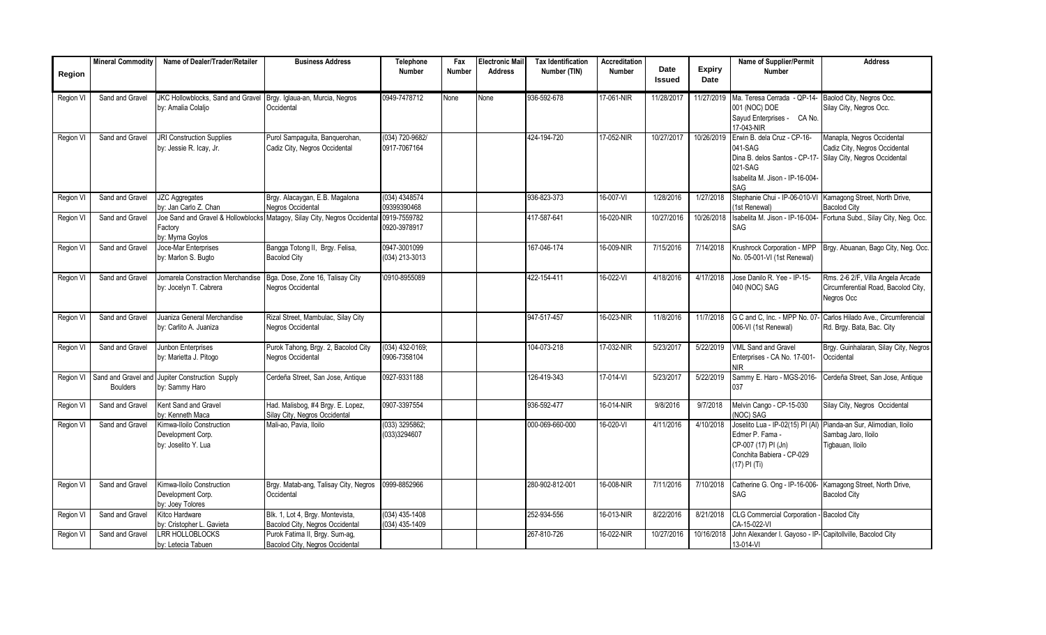| Region | Mineral Commodity | Name of Dealer/Trader/Retailer | Business Address | Telephone Number | Fax Number | Electronic Mail Address | Tax Identification Number (TIN) | Accreditation Number | Date Issued | Expiry Date | Name of Supplier/Permit Number | Address |
|---|---|---|---|---|---|---|---|---|---|---|---|---|
| Region VI | Sand and Gravel | JKC Hollowblocks, Sand and Gravel by: Amalia Colaljo | Brgy. Iglaua-an, Murcia, Negros Occidental | 0949-7478712 | None | None | 936-592-678 | 17-061-NIR | 11/28/2017 | 11/27/2019 | Ma. Teresa Cerrada - QP-14-001 (NOC) DOE Sayud Enterprises - CA No. 17-043-NIR | Baolod City, Negros Occ. Silay City, Negros Occ. |
| Region VI | Sand and Gravel | JRI Construction Supplies by: Jessie R. Icay, Jr. | Purol Sampaguita, Banquerohan, Cadiz City, Negros Occidental | (034) 720-9682/ 0917-7067164 | | | 424-194-720 | 17-052-NIR | 10/27/2017 | 10/26/2019 | Erwin B. dela Cruz - CP-16-041-SAG Dina B. delos Santos - CP-17-021-SAG Isabelita M. Jison - IP-16-004-SAG | Manapla, Negros Occidental Cadiz City, Negros Occidental Silay City, Negros Occidental |
| Region VI | Sand and Gravel | JZC Aggregates by: Jan Carlo Z. Chan | Brgy. Alacaygan, E.B. Magalona Negros Occidental | (034) 4348574 09399390468 | | | 936-823-373 | 16-007-VI | 1/28/2016 | 1/27/2018 | Stephanie Chui - IP-06-010-VI (1st Renewal) | Kamagong Street, North Drive, Bacolod City |
| Region VI | Sand and Gravel | Joe Sand and Gravel & Hollowblocks Factory by: Myrna Goylos | Matagoy, Silay City, Negros Occidental | 0919-7559782 0920-3978917 | | | 417-587-641 | 16-020-NIR | 10/27/2016 | 10/26/2018 | Isabelita M. Jison - IP-16-004-SAG | Fortuna Subd., Silay City, Neg. Occ. |
| Region VI | Sand and Gravel | Joce-Mar Enterprises by: Marlon S. Bugto | Bangga Totong II, Brgy. Felisa, Bacolod City | 0947-3001099 (034) 213-3013 | | | 167-046-174 | 16-009-NIR | 7/15/2016 | 7/14/2018 | Krushrock Corporation - MPP No. 05-001-VI (1st Renewal) | Brgy. Abuanan, Bago City, Neg. Occ. |
| Region VI | Sand and Gravel | Jomarela Constraction Merchandise by: Jocelyn T. Cabrera | Bga. Dose, Zone 16, Talisay City Negros Occidental | \0910-8955089 | | | 422-154-411 | 16-022-VI | 4/18/2016 | 4/17/2018 | Jose Danilo R. Yee - IP-15-040 (NOC) SAG | Rms. 2-6 2/F, Villa Angela Arcade Circumferential Road, Bacolod City, Negros Occ |
| Region VI | Sand and Gravel | Juaniza General Merchandise by: Carlito A. Juaniza | Rizal Street, Mambulac, Silay City Negros Occidental | | | | 947-517-457 | 16-023-NIR | 11/8/2016 | 11/7/2018 | G C and C, Inc. - MPP No. 07-006-VI (1st Renewal) | Carlos Hilado Ave., Circumferencial Rd. Brgy. Bata, Bac. City |
| Region VI | Sand and Gravel | Junbon Enterprises by: Marietta J. Pitogo | Purok Tahong, Brgy. 2, Bacolod City Negros Occidental | (034) 432-0169; 0906-7358104 | | | 104-073-218 | 17-032-NIR | 5/23/2017 | 5/22/2019 | VML Sand and Gravel Enterprises - CA No. 17-001-NIR | Brgy. Guinhalaran, Silay City, Negros Occidental |
| Region VI | Sand and Gravel and Boulders | Jupiter Construction Supply by: Sammy Haro | Cerdeña Street, San Jose, Antique | 0927-9331188 | | | 126-419-343 | 17-014-VI | 5/23/2017 | 5/22/2019 | Sammy E. Haro - MGS-2016-037 | Cerdeña Street, San Jose, Antique |
| Region VI | Sand and Gravel | Kent Sand and Gravel by: Kenneth Maca | Had. Malisbog, #4 Brgy. E. Lopez, Silay City, Negros Occidental | 0907-3397554 | | | 936-592-477 | 16-014-NIR | 9/8/2016 | 9/7/2018 | Melvin Cango - CP-15-030 (NOC) SAG | Silay City, Negros Occidental |
| Region VI | Sand and Gravel | Kimwa-Iloilo Construction Development Corp. by: Joselito Y. Lua | Mali-ao, Pavia, Iloilo | (033) 3295862; (033)3294607 | | | 000-069-660-000 | 16-020-VI | 4/11/2016 | 4/10/2018 | Joselito Lua - IP-02(15) PI (AI) Edmer P. Fama - CP-007 (17) PI (Jn) Conchita Babiera - CP-029 (17) PI (Ti) | Pianda-an Sur, Alimodian, Iloilo Sambag Jaro, Iloilo Tigbauan, Iloilo |
| Region VI | Sand and Gravel | Kimwa-Iloilo Construction Development Corp. by: Joey Tolores | Brgy. Matab-ang, Talisay City, Negros Occidental | 0999-8852966 | | | 280-902-812-001 | 16-008-NIR | 7/11/2016 | 7/10/2018 | Catherine G. Ong - IP-16-006-SAG | Kamagong Street, North Drive, Bacolod City |
| Region VI | Sand and Gravel | Kitco Hardware by: Cristopher L. Gavieta | Blk. 1, Lot 4, Brgy. Montevista, Bacolod City, Negros Occidental | (034) 435-1408 (034) 435-1409 | | | 252-934-556 | 16-013-NIR | 8/22/2016 | 8/21/2018 | CLG Commercial Corporation - CA-15-022-VI | Bacolod City |
| Region VI | Sand and Gravel | LRR HOLLOBLOCKS by: Letecia Tabuen | Purok Fatima II, Brgy. Sum-ag, Bacolod City, Negros Occidental | | | | 267-810-726 | 16-022-NIR | 10/27/2016 | 10/16/2018 | John Alexander I. Gayoso - IP-13-014-VI | Capitollville, Bacolod City |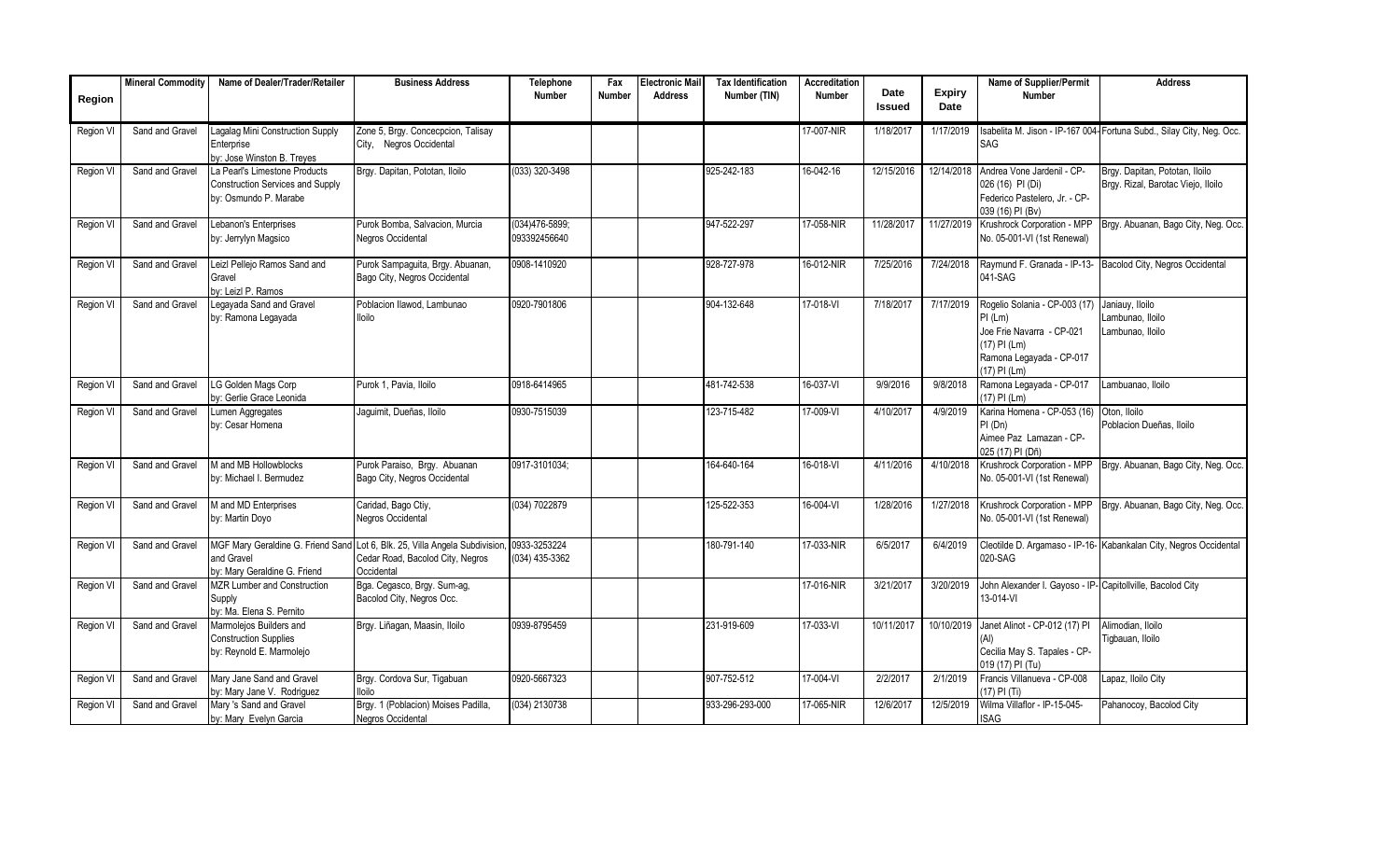| Region | Mineral Commodity | Name of Dealer/Trader/Retailer | Business Address | Telephone Number | Fax Number | Electronic Mail Address | Tax Identification Number (TIN) | Accreditation Number | Date Issued | Expiry Date | Name of Supplier/Permit Number | Address |
|---|---|---|---|---|---|---|---|---|---|---|---|---|
| Region VI | Sand and Gravel | Lagalag Mini Construction Supply Enterprise by: Jose Winston B. Treyes | Zone 5, Brgy. Concecpcion, Talisay City, Negros Occidental | | | | | 17-007-NIR | 1/18/2017 | 1/17/2019 | Isabelita M. Jison - IP-167 004-SAG | Fortuna Subd., Silay City, Neg. Occ. |
| Region VI | Sand and Gravel | La Pearl's Limestone Products Construction Services and Supply by: Osmundo P. Marabe | Brgy. Dapitan, Pototan, Iloilo | (033) 320-3498 | | | 925-242-183 | 16-042-16 | 12/15/2016 | 12/14/2018 | Andrea Vone Jardenil - CP-026 (16) PI (Di) Federico Pastelero, Jr. - CP-039 (16) PI (Bv) | Brgy. Dapitan, Pototan, Iloilo Brgy. Rizal, Barotac Viejo, Iloilo |
| Region VI | Sand and Gravel | Lebanon's Enterprises by: Jerrylyn Magsico | Purok Bomba, Salvacion, Murcia Negros Occidental | (034)476-5899; 093392456640 | | | 947-522-297 | 17-058-NIR | 11/28/2017 | 11/27/2019 | Krushrock Corporation - MPP No. 05-001-VI (1st Renewal) | Brgy. Abuanan, Bago City, Neg. Occ. |
| Region VI | Sand and Gravel | Leizl Pellejo Ramos Sand and Gravel by: Leizl P. Ramos | Purok Sampaguita, Brgy. Abuanan, Bago City, Negros Occidental | 0908-1410920 | | | 928-727-978 | 16-012-NIR | 7/25/2016 | 7/24/2018 | Raymund F. Granada - IP-13-041-SAG | Bacolod City, Negros Occidental |
| Region VI | Sand and Gravel | Legayada Sand and Gravel by: Ramona Legayada | Poblacion Ilawod, Lambunao Iloilo | 0920-7901806 | | | 904-132-648 | 17-018-VI | 7/18/2017 | 7/17/2019 | Rogelio Solania - CP-003 (17) PI (Lm) Joe Frie Navarra - CP-021 (17) PI (Lm) Ramona Legayada - CP-017 (17) PI (Lm) | Janiauy, Iloilo Lambunao, Iloilo Lambunao, Iloilo |
| Region VI | Sand and Gravel | LG Golden Mags Corp by: Gerlie Grace Leonida | Purok 1, Pavia, Iloilo | 0918-6414965 | | | 481-742-538 | 16-037-VI | 9/9/2016 | 9/8/2018 | Ramona Legayada - CP-017 (17) PI (Lm) | Lambuanao, Iloilo |
| Region VI | Sand and Gravel | Lumen Aggregates by: Cesar Homena | Jaguimit, Dueñas, Iloilo | 0930-7515039 | | | 123-715-482 | 17-009-VI | 4/10/2017 | 4/9/2019 | Karina Homena - CP-053 (16) PI (Dn) Aimee Paz Lamazan - CP-025 (17) PI (Dñ) | Oton, Iloilo Poblacion Dueñas, Iloilo |
| Region VI | Sand and Gravel | M and MB Hollowblocks by: Michael I. Bermudez | Purok Paraiso, Brgy. Abuanan Bago City, Negros Occidental | 0917-3101034; | | | 164-640-164 | 16-018-VI | 4/11/2016 | 4/10/2018 | Krushrock Corporation - MPP No. 05-001-VI (1st Renewal) | Brgy. Abuanan, Bago City, Neg. Occ. |
| Region VI | Sand and Gravel | M and MD Enterprises by: Martin Doyo | Caridad, Bago Ctiy, Negros Occidental | (034) 7022879 | | | 125-522-353 | 16-004-VI | 1/28/2016 | 1/27/2018 | Krushrock Corporation - MPP No. 05-001-VI (1st Renewal) | Brgy. Abuanan, Bago City, Neg. Occ. |
| Region VI | Sand and Gravel | MGF Mary Geraldine G. Friend Sand and Gravel by: Mary Geraldine G. Friend | Lot 6, Blk. 25, Villa Angela Subdivision, Cedar Road, Bacolod City, Negros Occidental | 0933-3253224 (034) 435-3362 | | | 180-791-140 | 17-033-NIR | 6/5/2017 | 6/4/2019 | Cleotilde D. Argamaso - IP-16-020-SAG | Kabankalan City, Negros Occidental |
| Region VI | Sand and Gravel | MZR Lumber and Construction Supply by: Ma. Elena S. Pernito | Bga. Cegasco, Brgy. Sum-ag, Bacolod City, Negros Occ. | | | | | 17-016-NIR | 3/21/2017 | 3/20/2019 | John Alexander I. Gayoso - IP-13-014-VI | Capitollville, Bacolod City |
| Region VI | Sand and Gravel | Marmolejos Builders and Construction Supplies by: Reynold E. Marmolejo | Brgy. Liñagan, Maasin, Iloilo | 0939-8795459 | | | 231-919-609 | 17-033-VI | 10/11/2017 | 10/10/2019 | Janet Alinot - CP-012 (17) PI (Al) Cecilia May S. Tapales - CP-019 (17) PI (Tu) | Alimodian, Iloilo Tigbauan, Iloilo |
| Region VI | Sand and Gravel | Mary Jane Sand and Gravel by: Mary Jane V. Rodriguez | Brgy. Cordova Sur, Tigabuan Iloilo | 0920-5667323 | | | 907-752-512 | 17-004-VI | 2/2/2017 | 2/1/2019 | Francis Villanueva - CP-008 (17) PI (Ti) | Lapaz, Iloilo City |
| Region VI | Sand and Gravel | Mary 's Sand and Gravel by: Mary Evelyn Garcia | Brgy. 1 (Poblacion) Moises Padilla, Negros Occidental | (034) 2130738 | | | 933-296-293-000 | 17-065-NIR | 12/6/2017 | 12/5/2019 | Wilma Villaflor - IP-15-045-ISAG | Pahanocoy, Bacolod City |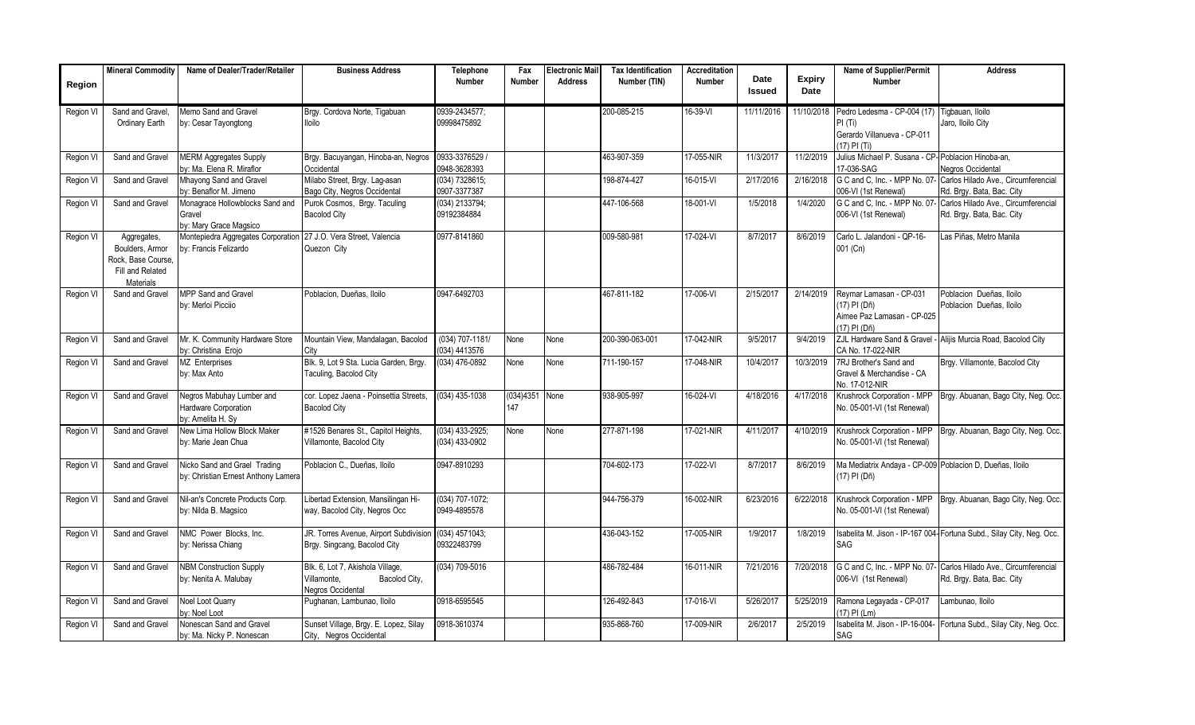| Region | Mineral Commodity | Name of Dealer/Trader/Retailer | Business Address | Telephone Number | Fax Number | Electronic Mail Address | Tax Identification Number (TIN) | Accreditation Number | Date Issued | Expiry Date | Name of Supplier/Permit Number | Address |
|---|---|---|---|---|---|---|---|---|---|---|---|---|
| Region VI | Sand and Gravel, Ordinary Earth | Memo Sand and Gravel by: Cesar Tayongtong | Brgy. Cordova Norte, Tigbauan Iloilo | 0939-2434577; 09998475892 | | | 200-085-215 | 16-39-VI | 11/11/2016 | 11/10/2018 | Pedro Ledesma - CP-004 (17) PI (Ti) Gerardo Villanueva - CP-011 (17) PI (Ti) | Tigbauan, Iloilo Jaro, Iloilo City |
| Region VI | Sand and Gravel | MERM Aggregates Supply by: Ma. Elena R. Miraflor | Brgy. Bacuyangan, Hinoba-an, Negros Occidental | 0933-3376529 / 0948-3628393 | | | 463-907-359 | 17-055-NIR | 11/3/2017 | 11/2/2019 | Julius Michael P. Susana - CP-17-036-SAG | Poblacion Hinoba-an, Negros Occidental |
| Region VI | Sand and Gravel | Mhayong Sand and Gravel by: Benaflor M. Jimeno | Milabo Street, Brgy. Lag-asan Bago City, Negros Occidental | (034) 7328615; 0907-3377387 | | | 198-874-427 | 16-015-VI | 2/17/2016 | 2/16/2018 | G C and C, Inc. - MPP No. 07-006-VI (1st Renewal) | Carlos Hilado Ave., Circumferencial Rd. Brgy. Bata, Bac. City |
| Region VI | Sand and Gravel | Monagrace Hollowblocks Sand and Gravel by: Mary Grace Magsico | Purok Cosmos, Brgy. Taculing Bacolod City | (034) 2133794; 09192384884 | | | 447-106-568 | 18-001-VI | 1/5/2018 | 1/4/2020 | G C and C, Inc. - MPP No. 07-006-VI (1st Renewal) | Carlos Hilado Ave., Circumferencial Rd. Brgy. Bata, Bac. City |
| Region VI | Aggregates, Boulders, Armor Rock, Base Course, Fill and Related Materials | Montepiedra Aggregates Corporation by: Francis Felizardo | 27 J.O. Vera Street, Valencia Quezon City | 0977-8141860 | | | 009-580-981 | 17-024-VI | 8/7/2017 | 8/6/2019 | Carlo L. Jalandoni - QP-16-001 (Cn) | Las Piñas, Metro Manila |
| Region VI | Sand and Gravel | MPP Sand and Gravel by: Merloi Picciio | Poblacion, Dueñas, Iloilo | 0947-6492703 | | | 467-811-182 | 17-006-VI | 2/15/2017 | 2/14/2019 | Reymar Lamasan - CP-031 (17) PI (Dñ) Aimee Paz Lamasan - CP-025 (17) PI (Dñ) | Poblacion Dueñas, Iloilo Poblacion Dueñas, Iloilo |
| Region VI | Sand and Gravel | Mr. K. Community Hardware Store by: Christina Erojo | Mountain View, Mandalagan, Bacolod City | (034) 707-1181/ (034) 4413576 | None | None | 200-390-063-001 | 17-042-NIR | 9/5/2017 | 9/4/2019 | ZJL Hardware Sand & Gravel - CA No. 17-022-NIR | Alijis Murcia Road, Bacolod City |
| Region VI | Sand and Gravel | MZ Enterprises by: Max Anto | Blk. 9, Lot 9 Sta. Lucia Garden, Brgy. Taculing, Bacolod City | (034) 476-0892 | None | None | 711-190-157 | 17-048-NIR | 10/4/2017 | 10/3/2019 | 7RJ Brother's Sand and Gravel & Merchandise - CA No. 17-012-NIR | Brgy. Villamonte, Bacolod City |
| Region VI | Sand and Gravel | Negros Mabuhay Lumber and Hardware Corporation by: Amelita H. Sy | cor. Lopez Jaena - Poinsettia Streets, Bacolod City | (034) 435-1038 | (034)4351147 | None | 938-905-997 | 16-024-VI | 4/18/2016 | 4/17/2018 | Krushrock Corporation - MPP No. 05-001-VI (1st Renewal) | Brgy. Abuanan, Bago City, Neg. Occ. |
| Region VI | Sand and Gravel | New Lima Hollow Block Maker by: Marie Jean Chua | #1526 Benares St., Capitol Heights, Villamonte, Bacolod City | (034) 433-2925; (034) 433-0902 | None | None | 277-871-198 | 17-021-NIR | 4/11/2017 | 4/10/2019 | Krushrock Corporation - MPP No. 05-001-VI (1st Renewal) | Brgy. Abuanan, Bago City, Neg. Occ. |
| Region VI | Sand and Gravel | Nicko Sand and Grael Trading by: Christian Ernest Anthony Lamera | Poblacion C., Dueñas, Iloilo | 0947-8910293 | | | 704-602-173 | 17-022-VI | 8/7/2017 | 8/6/2019 | Ma Mediatrix Andaya - CP-009 (17) PI (Dñ) | Poblacion D, Dueñas, Iloilo |
| Region VI | Sand and Gravel | Nil-an's Concrete Products Corp. by: Nilda B. Magsico | Libertad Extension, Mansilingan Hi-way, Bacolod City, Negros Occ | (034) 707-1072; 0949-4895578 | | | 944-756-379 | 16-002-NIR | 6/23/2016 | 6/22/2018 | Krushrock Corporation - MPP No. 05-001-VI (1st Renewal) | Brgy. Abuanan, Bago City, Neg. Occ. |
| Region VI | Sand and Gravel | NMC Power Blocks, Inc. by: Nerissa Chiang | JR. Torres Avenue, Airport Subdivision Brgy. Singcang, Bacolod City | (034) 4571043; 09322483799 | | | 436-043-152 | 17-005-NIR | 1/9/2017 | 1/8/2019 | Isabelita M. Jison - IP-167 004-SAG | Fortuna Subd., Silay City, Neg. Occ. |
| Region VI | Sand and Gravel | NBM Construction Supply by: Nenita A. Malubay | Blk. 6, Lot 7, Akishola Village, Villamonte, Bacolod City, Negros Occidental | (034) 709-5016 | | | 486-782-484 | 16-011-NIR | 7/21/2016 | 7/20/2018 | G C and C, Inc. - MPP No. 07-006-VI (1st Renewal) | Carlos Hilado Ave., Circumferencial Rd. Brgy. Bata, Bac. City |
| Region VI | Sand and Gravel | Noel Loot Quarry by: Noel Loot | Pughanan, Lambunao, Iloilo | 0918-6595545 | | | 126-492-843 | 17-016-VI | 5/26/2017 | 5/25/2019 | Ramona Legayada - CP-017 (17) PI (Lm) | Lambunao, Iloilo |
| Region VI | Sand and Gravel | Nonescan Sand and Gravel by: Ma. Nicky P. Nonescan | Sunset Village, Brgy. E. Lopez, Silay City, Negros Occidental | 0918-3610374 | | | 935-868-760 | 17-009-NIR | 2/6/2017 | 2/5/2019 | Isabelita M. Jison - IP-16-004-SAG | Fortuna Subd., Silay City, Neg. Occ. |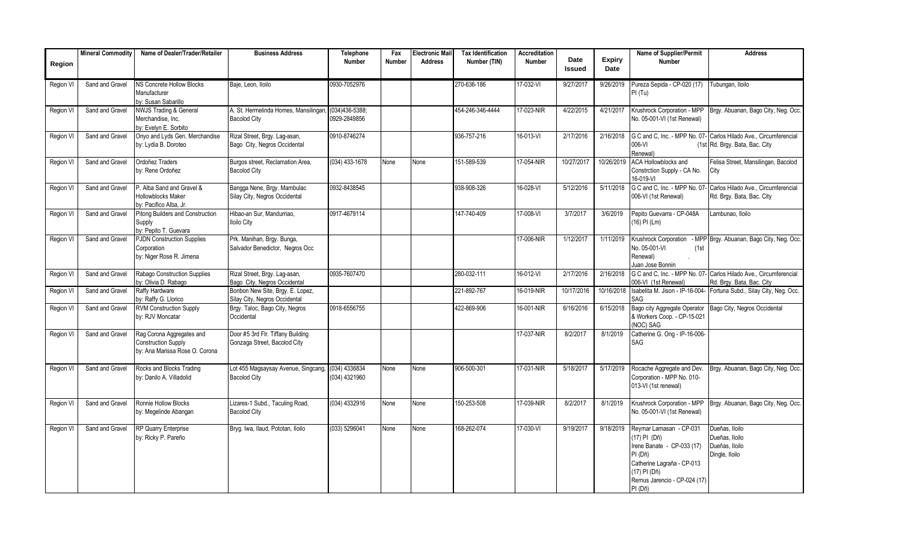| Region | Mineral Commodity | Name of Dealer/Trader/Retailer | Business Address | Telephone Number | Fax Number | Electronic Mail Address | Tax Identification Number (TIN) | Accreditation Number | Date Issued | Expiry Date | Name of Supplier/Permit Number | Address |
|---|---|---|---|---|---|---|---|---|---|---|---|---|
| Region VI | Sand and Gravel | NS Concrete Hollow Blocks Manufacturer by: Susan Sabarillo | Baje, Leon, Iloilo | 0930-7052976 | | | 270-636-186 | 17-032-VI | 9/27/2017 | 9/26/2019 | Pureza Sepida - CP-020 (17) PI (Tu) | Tubungan, Iloilo |
| Region VI | Sand and Gravel | NWJS Trading & General Merchandise, Inc. by: Evelyn E. Sorbito | A. St. Hermelinda Homes, Mansilingan, Bacolod City | (034)436-5388; 0929-2849856 | | | 454-246-346-4444 | 17-023-NIR | 4/22/2015 | 4/21/2017 | Krushrock Corporation - MPP No. 05-001-VI (1st Renewal) | Brgy. Abuanan, Bago City, Neg. Occ. |
| Region VI | Sand and Gravel | Onyo and Lyds Gen. Merchandise by: Lydia B. Doroteo | Rizal Street, Brgy. Lag-asan, Bago City, Negros Occidental | 0910-8746274 | | | 936-757-216 | 16-013-VI | 2/17/2016 | 2/16/2018 | G C and C, Inc. - MPP No. 07-006-VI (1st Renewal) | Carlos Hilado Ave., Circumferencial Rd. Brgy. Bata, Bac. City |
| Region VI | Sand and Gravel | Ordoñez Traders by: Rene Ordoñez | Burgos street, Reclamation Area, Bacolod City | (034) 433-1678 | None | None | 151-589-539 | 17-054-NIR | 10/27/2017 | 10/26/2019 | ACA Hollowblocks and Constrction Supply - CA No. 16-019-VI | Felisa Street, Mansilingan, Bacolod City |
| Region VI | Sand and Gravel | P. Alba Sand and Gravel & Hollowblocks Maker by: Pacifico Alba, Jr. | Bangga Nene, Brgy. Mambulac Silay City, Negros Occidental | 0932-8438545 | | | 938-908-326 | 16-028-VI | 5/12/2016 | 5/11/2018 | G C and C, Inc. - MPP No. 07-006-VI (1st Renewal) | Carlos Hilado Ave., Circumferencial Rd. Brgy. Bata, Bac. City |
| Region VI | Sand and Gravel | Pitong Builders and Construction Supply by: Pepito T. Guevara | Hibao-an Sur, Mandurriao, Iloilo City | 0917-4679114 | | | 147-740-409 | 17-008-VI | 3/7/2017 | 3/6/2019 | Pepito Guevarra - CP-048A (16) PI (Lm) | Lambunao, Iloilo |
| Region VI | Sand and Gravel | PJDN Construction Supplies Corporation by: Niger Rose R. Jimena | Prk. Manihan, Brgy. Bunga, Salvador Benedictor, Negros Occ | | | | | 17-006-NIR | 1/12/2017 | 1/11/2019 | Krushrock Corporation - MPP No. 05-001-VI (1st Renewal) . Juan Jose Bonnin | Brgy. Abuanan, Bago City, Neg. Occ. |
| Region VI | Sand and Gravel | Rabago Construction Supplies by: Olivia D. Rabago | Rizal Street, Brgy. Lag-asan, Bago City, Negros Occidental | 0935-7607470 | | | 280-032-111 | 16-012-VI | 2/17/2016 | 2/16/2018 | G C and C, Inc. - MPP No. 07-006-VI (1st Renewal) | Carlos Hilado Ave., Circumferencial Rd. Brgy. Bata, Bac. City |
| Region VI | Sand and Gravel | Raffy Hardware by: Raffy G. Llorico | Bonbon New Site, Brgy. E. Lopez, Silay City, Negros Occidental | | | | 221-892-767 | 16-019-NIR | 10/17/2016 | 10/16/2018 | Isabelita M. Jison - IP-16-004-SAG | Fortuna Subd., Silay City, Neg. Occ. |
| Region VI | Sand and Gravel | RVM Construction Supply by: RJV Moncatar | Brgy. Taloc, Bago City, Negros Occidental | 0918-6556755 | | | 422-869-906 | 16-001-NIR | 6/16/2016 | 6/15/2018 | Bago city Aggregate Operator & Workers Coop. - CP-15-021 (NOC) SAG | Bago City, Negros Occidental |
| Region VI | Sand and Gravel | Rag Corona Aggregates and Construction Supply by: Ana Marissa Rose O. Corona | Door #5 3rd Flr. Tiffany Building Gonzaga Street, Bacolod City | | | | | 17-037-NIR | 8/2/2017 | 8/1/2019 | Catherine G. Ong - IP-16-006-SAG | |
| Region VI | Sand and Gravel | Rocks and Blocks Trading by: Danilo A. Villadolid | Lot 455 Magsaysay Avenue, Singcang, Bacolod City | (034) 4336834 (034) 4321960 | None | None | 906-500-301 | 17-031-NIR | 5/18/2017 | 5/17/2019 | Rocache Aggregate and Dev. Corporation - MPP No. 010-013-VI (1st renewal) | Brgy. Abuanan, Bago City, Neg. Occ. |
| Region VI | Sand and Gravel | Ronnie Hollow Blocks by: Megelinde Abangan | Lizares-1 Subd., Taculing Road, Bacolod City | (034) 4332916 | None | None | 150-253-508 | 17-039-NIR | 8/2/2017 | 8/1/2019 | Krushrock Corporation - MPP No. 05-001-VI (1st Renewal) | Brgy. Abuanan, Bago City, Neg. Occ. |
| Region VI | Sand and Gravel | RP Quarry Enterprise by: Ricky P. Pareño | Bryg. Iwa, Ilaud, Pototan, Iloilo | (033) 5296041 | None | None | 168-262-074 | 17-030-VI | 9/19/2017 | 9/18/2019 | Reymar Lamasan - CP-031 (17) PI (Dñ) Irene Banate - CP-033 (17) PI (Dñ) Catherine Lagraña - CP-013 (17) PI (Dñ) Remus Jarencio - CP-024 (17) PI (Dñ) | Dueñas, Iloilo Dueñas, Iloilo Dueñas, Iloilo Dingle, Iloilo |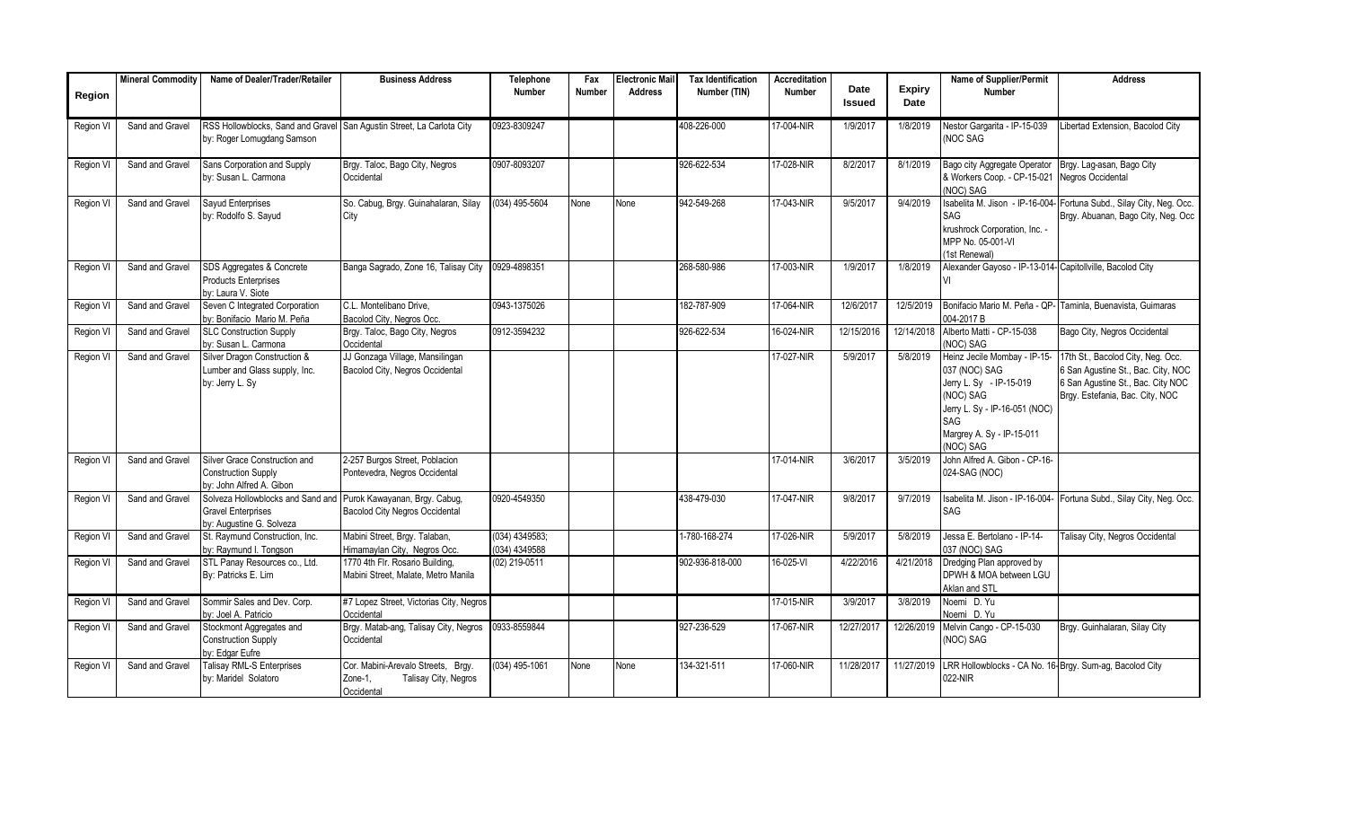| Region | Mineral Commodity | Name of Dealer/Trader/Retailer | Business Address | Telephone Number | Fax Number | Electronic Mail Address | Tax Identification Number (TIN) | Accreditation Number | Date Issued | Expiry Date | Name of Supplier/Permit Number | Address |
|---|---|---|---|---|---|---|---|---|---|---|---|---|
| Region VI | Sand and Gravel | RSS Hollowblocks, Sand and Gravel by: Roger Lomugdang Samson | San Agustin Street, La Carlota City | 0923-8309247 | | | 408-226-000 | 17-004-NIR | 1/9/2017 | 1/8/2019 | Nestor Gargarita - IP-15-039 (NOC SAG | Libertad Extension, Bacolod City |
| Region VI | Sand and Gravel | Sans Corporation and Supply by: Susan L. Carmona | Brgy. Taloc, Bago City, Negros Occidental | 0907-8093207 | | | 926-622-534 | 17-028-NIR | 8/2/2017 | 8/1/2019 | Bago city Aggregate Operator & Workers Coop. - CP-15-021 (NOC) SAG | Brgy. Lag-asan, Bago City Negros Occidental |
| Region VI | Sand and Gravel | Sayud Enterprises by: Rodolfo S. Sayud | So. Cabug, Brgy. Guinahalaran, Silay City | (034) 495-5604 | None | None | 942-549-268 | 17-043-NIR | 9/5/2017 | 9/4/2019 | Isabelita M. Jison - IP-16-004-SAG krushrock Corporation, Inc. - MPP No. 05-001-VI (1st Renewal) | Fortuna Subd., Silay City, Neg. Occ. Brgy. Abuanan, Bago City, Neg. Occ |
| Region VI | Sand and Gravel | SDS Aggregates & Concrete Products Enterprises by: Laura V. Siote | Banga Sagrado, Zone 16, Talisay City | 0929-4898351 | | | 268-580-986 | 17-003-NIR | 1/9/2017 | 1/8/2019 | Alexander Gayoso - IP-13-014-VI | Capitollville, Bacolod City |
| Region VI | Sand and Gravel | Seven C Integrated Corporation by: Bonifacio Mario M. Peña | C.L. Montelibano Drive, Bacolod City, Negros Occ. | 0943-1375026 | | | 182-787-909 | 17-064-NIR | 12/6/2017 | 12/5/2019 | Bonifacio Mario M. Peña - QP-004-2017 B | Taminla, Buenavista, Guimaras |
| Region VI | Sand and Gravel | SLC Construction Supply by: Susan L. Carmona | Brgy. Taloc, Bago City, Negros Occidental | 0912-3594232 | | | 926-622-534 | 16-024-NIR | 12/15/2016 | 12/14/2018 | Alberto Matti - CP-15-038 (NOC) SAG | Bago City, Negros Occidental |
| Region VI | Sand and Gravel | Silver Dragon Construction & Lumber and Glass supply, Inc. by: Jerry L. Sy | JJ Gonzaga Village, Mansilingan Bacolod City, Negros Occidental | | | | | 17-027-NIR | 5/9/2017 | 5/8/2019 | Heinz Jecile Mombay - IP-15-037 (NOC) SAG Jerry L. Sy - IP-15-019 (NOC) SAG Jerry L. Sy - IP-16-051 (NOC) SAG Margrey A. Sy - IP-15-011 (NOC) SAG | 17th St., Bacolod City, Neg. Occ. 6 San Agustine St., Bac. City, NOC 6 San Agustine St., Bac. City NOC Brgy. Estefania, Bac. City, NOC |
| Region VI | Sand and Gravel | Silver Grace Construction and Construction Supply by: John Alfred A. Gibon | 2-257 Burgos Street, Poblacion Pontevedra, Negros Occidental | | | | | 17-014-NIR | 3/6/2017 | 3/5/2019 | John Alfred A. Gibon - CP-16-024-SAG (NOC) | |
| Region VI | Sand and Gravel | Solveza Hollowblocks and Sand and Gravel Enterprises by: Augustine G. Solveza | Purok Kawayanan, Brgy. Cabug, Bacolod City Negros Occidental | 0920-4549350 | | | 438-479-030 | 17-047-NIR | 9/8/2017 | 9/7/2019 | Isabelita M. Jison - IP-16-004-SAG | Fortuna Subd., Silay City, Neg. Occ. |
| Region VI | Sand and Gravel | St. Raymund Construction, Inc. by: Raymund I. Tongson | Mabini Street, Brgy. Talaban, Himamaylan City, Negros Occ. | (034) 4349583; (034) 4349588 | | | 1-780-168-274 | 17-026-NIR | 5/9/2017 | 5/8/2019 | Jessa E. Bertolano - IP-14-037 (NOC) SAG | Talisay City, Negros Occidental |
| Region VI | Sand and Gravel | STL Panay Resources co., Ltd. By: Patricks E. Lim | 1770 4th Flr. Rosario Building, Mabini Street, Malate, Metro Manila | (02) 219-0511 | | | 902-936-818-000 | 16-025-VI | 4/22/2016 | 4/21/2018 | Dredging Plan approved by DPWH & MOA between LGU Aklan and STL | |
| Region VI | Sand and Gravel | Sommir Sales and Dev. Corp. by: Joel A. Patricio | #7 Lopez Street, Victorias City, Negros Occidental | | | | | 17-015-NIR | 3/9/2017 | 3/8/2019 | Noemi D. Yu Noemi D. Yu | |
| Region VI | Sand and Gravel | Stockmont Aggregates and Construction Supply by: Edgar Eufre | Brgy. Matab-ang, Talisay City, Negros Occidental | 0933-8559844 | | | 927-236-529 | 17-067-NIR | 12/27/2017 | 12/26/2019 | Melvin Cango - CP-15-030 (NOC) SAG | Brgy. Guinhalaran, Silay City |
| Region VI | Sand and Gravel | Talisay RML-S Enterprises by: Maridel Solatoro | Cor. Mabini-Arevalo Streets, Brgy. Zone-1, Talisay City, Negros Occidental | (034) 495-1061 | None | None | 134-321-511 | 17-060-NIR | 11/28/2017 | 11/27/2019 | LRR Hollowblocks - CA No. 16-022-NIR | Brgy. Sum-ag, Bacolod City |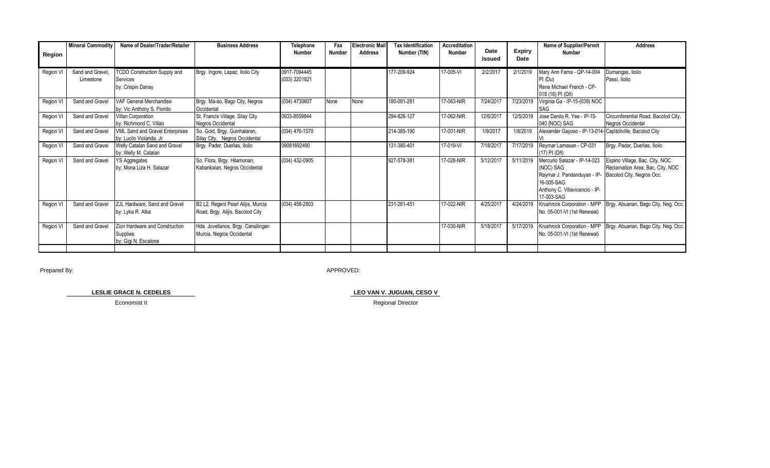| Region | Mineral Commodity | Name of Dealer/Trader/Retailer | Business Address | Telephone Number | Fax Number | Electronic Mail Address | Tax Identification Number (TIN) | Accreditation Number | Date Issued | Expiry Date | Name of Supplier/Permit Number | Address |
|---|---|---|---|---|---|---|---|---|---|---|---|---|
| Region VI | Sand and Gravel, Limestone | TCDO Construction Supply and Services by: Crispin Danay | Brgy. Ingore, Lapaz, Iloilo City | 0917-7094445 (033) 3201821 | | | 177-209-924 | 17-005-VI | 2/2/2017 | 2/1/2019 | Mary Ann Fama - QP-14-004 PI (Du) Rene Michael French - CP-018 (16) PI (Dñ) | Dumangas, Iloilo Passi, Iloilo |
| Region VI | Sand and Gravel | VAF General Merchandise by: Vic Anthony S. Florido | Brgy. Ma-ao, Bago City, Negros Occidental | (034) 4730607 | None | None | 180-081-281 | 17-063-NIR | 7/24/2017 | 7/23/2019 | Virginia Ga - IP-15-(039) NOC SAG | |
| Region VI | Sand and Gravel | Villan Corporation by: Richmond C. Villan | St. Francis Village, Silay City Negros Occidental | 0933-8559844 | | | 294-826-127 | 17-062-NIR | 12/6/2017 | 12/5/2019 | Jose Danilo R. Yee - IP-15-040 (NOC) SAG | Circumferential Road, Bacolod City, Negros Occidental |
| Region VI | Sand and Gravel | VML Sand and Gravel Enterprises by: Lucilo Violanda, Jr. | So. Gold, Brgy. Guinhalaran, Silay City, Negros Occidental | (034) 476-1570 | | | 214-385-190 | 17-001-NIR | 1/9/2017 | 1/8/2019 | Alexander Gayoso - IP-13-014-VI | Capitollville, Bacolod City |
| Region VI | Sand and Gravel | Welly Catalan Sand and Gravel by: Welly M. Catalan | Brgy. Pader, Dueñas, Iloilo | 09081692490 | | | 131-380-401 | 17-019-VI | 7/18/2017 | 7/17/2019 | Reymar Lamasan - CP-031 (17) PI (Dñ) | Brgy. Pader, Dueñas, Iloilo |
| Region VI | Sand and Gravel | YS Aggregates by: Mona Liza H. Salazar | So. Flora, Brgy. Hilamonan, Kabankalan, Negros Occidental | (034) 432-0905 | | | 927-578-381 | 17-028-NIR | 5/12/2017 | 5/11/2019 | Mercurio Salazar - IP-14-023 (NOC) SAG Raymar J. Pandanduyan - IP-16-005-SAG Anthony C. Villavicencio - IP-17-003-SAG | Espino Village, Bac. City, NOC Reclamation Area, Bac. City, NOC Bacolod City, Negros Occ. |
| Region VI | Sand and Gravel | ZJL Hardware, Sand and Gravel by: Lyka R. Alba | B2 L2. Regent Pearl Alijis, Murcia Road, Brgy. Alijis, Bacolod City | (034) 458-2803 | | | 231-261-451 | 17-022-NIR | 4/25/2017 | 4/24/2019 | Krushrock Corporation - MPP No. 05-001-VI (1st Renewal) | Brgy. Abuanan, Bago City, Neg. Occ. |
| Region VI | Sand and Gravel | Zion Hardware and Construction Supplies by: Gigi N. Escalona | Hda. Jovellanos, Brgy. Cansilingan Murcia, Negros Occidental | | | | | 17-030-NIR | 5/18/2017 | 5/17/2019 | Krushrock Corporation - MPP No. 05-001-VI (1st Renewal) | Brgy. Abuanan, Bago City, Neg. Occ. |

Prepared By:

**LESLIE GRACE N. CEDELES**
Economist II

APPROVED:

**LEO VAN V. JUGUAN, CESO V**
Regional Director